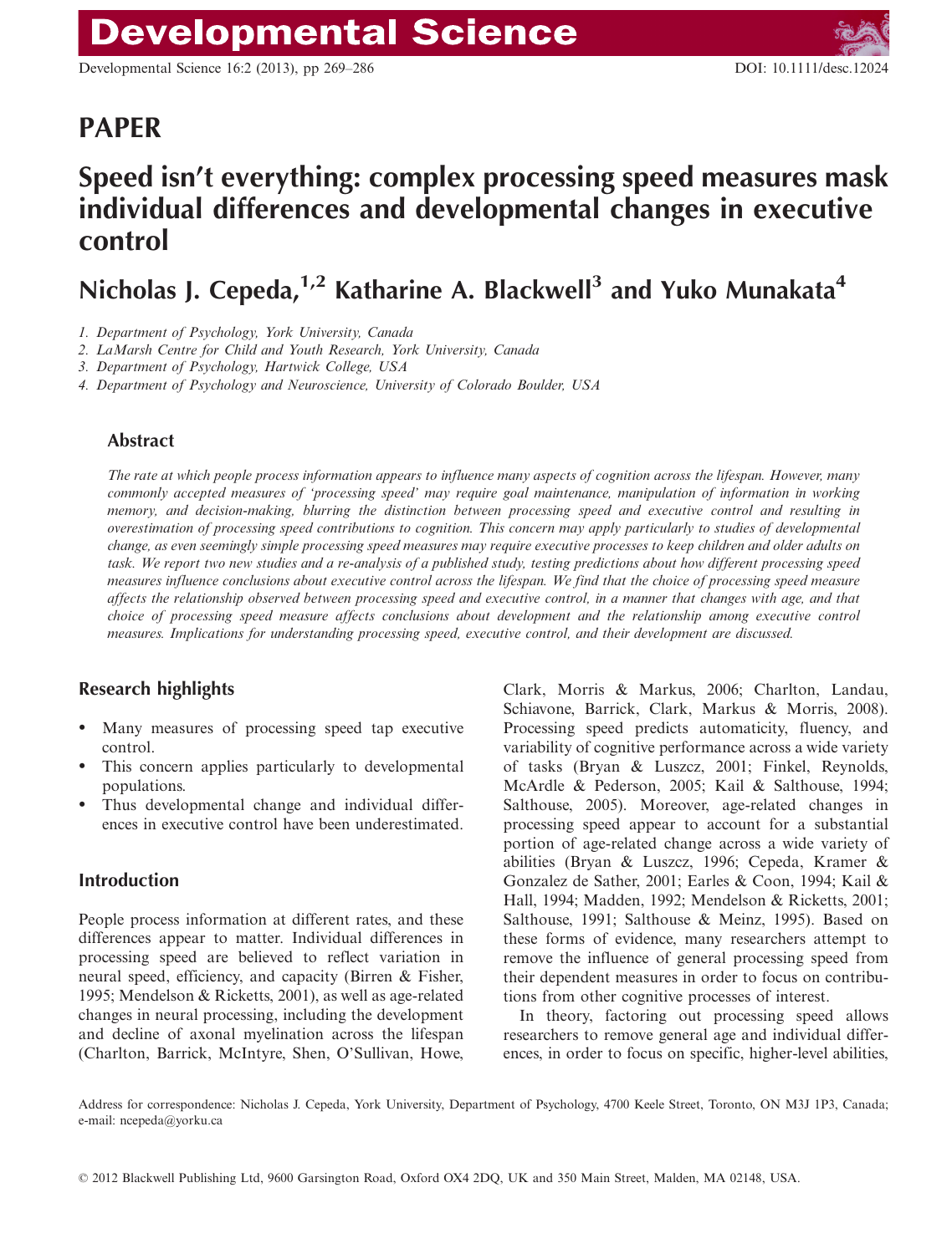# PAPER

# Speed isn't everything: complex processing speed measures mask individual differences and developmental changes in executive control

**Nicholas J. Cepeda,[1,2] Katharine A. Blackwell[3] and Yuko Munakata[4]**

1. *Department of Psychology, York University, Canada*
2. *LaMarsh Centre for Child and Youth Research, York University, Canada*
3. *Department of Psychology, Hartwick College, USA*
4. *Department of Psychology and Neuroscience, University of Colorado Boulder, USA*

## Abstract

*The rate at which people process information appears to influence many aspects of cognition across the lifespan. However, many commonly accepted measures of 'processing speed' may require goal maintenance, manipulation of information in working memory, and decision-making, blurring the distinction between processing speed and executive control and resulting in overestimation of processing speed contributions to cognition. This concern may apply particularly to studies of developmental change, as even seemingly simple processing speed measures may require executive processes to keep children and older adults on task. We report two new studies and a re-analysis of a published study, testing predictions about how different processing speed measures influence conclusions about executive control across the lifespan. We find that the choice of processing speed measure affects the relationship observed between processing speed and executive control, in a manner that changes with age, and that choice of processing speed measure affects conclusions about development and the relationship among executive control measures. Implications for understanding processing speed, executive control, and their development are discussed.*

## Research highlights

- Many measures of processing speed tap executive control.
- This concern applies particularly to developmental populations.
- Thus developmental change and individual differences in executive control have been underestimated.

## Introduction

People process information at different rates, and these differences appear to matter. Individual differences in processing speed are believed to reflect variation in neural speed, efficiency, and capacity (Birren & Fisher, 1995; Mendelson & Ricketts, 2001), as well as age-related changes in neural processing, including the development and decline of axonal myelination across the lifespan (Charlton, Barrick, McIntyre, Shen, O'Sullivan, Howe, Clark, Morris & Markus, 2006; Charlton, Landau, Schiavone, Barrick, Clark, Markus & Morris, 2008). Processing speed predicts automaticity, fluency, and variability of cognitive performance across a wide variety of tasks (Bryan & Luszcz, 2001; Finkel, Reynolds, McArdle & Pederson, 2005; Kail & Salthouse, 1994; Salthouse, 2005). Moreover, age-related changes in processing speed appear to account for a substantial portion of age-related change across a wide variety of abilities (Bryan & Luszcz, 1996; Cepeda, Kramer & Gonzalez de Sather, 2001; Earles & Coon, 1994; Kail & Hall, 1994; Madden, 1992; Mendelson & Ricketts, 2001; Salthouse, 1991; Salthouse & Meinz, 1995). Based on these forms of evidence, many researchers attempt to remove the influence of general processing speed from their dependent measures in order to focus on contributions from other cognitive processes of interest.

In theory, factoring out processing speed allows researchers to remove general age and individual differences, in order to focus on specific, higher-level abilities,

Address for correspondence: Nicholas J. Cepeda, York University, Department of Psychology, 4700 Keele Street, Toronto, ON M3J 1P3, Canada; e-mail: ncepeda@yorku.ca

© 2012 Blackwell Publishing Ltd, 9600 Garsington Road, Oxford OX4 2DQ, UK and 350 Main Street, Malden, MA 02148, USA.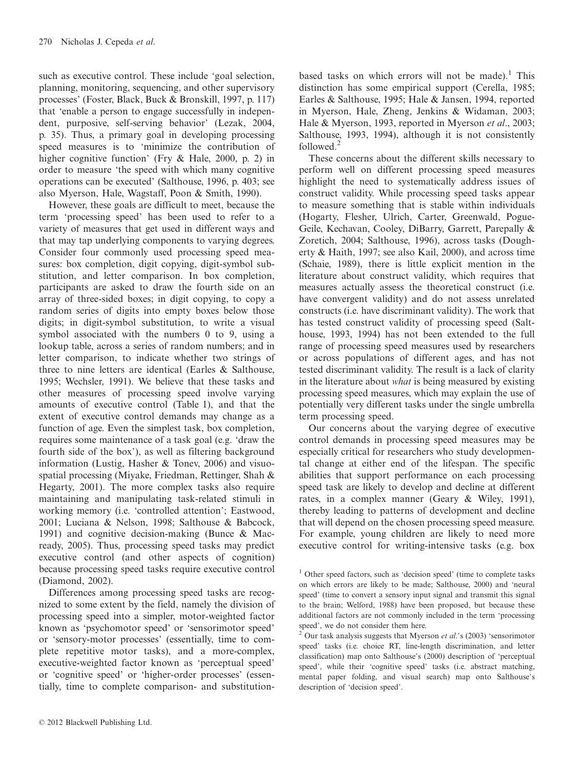such as executive control. These include 'goal selection, planning, monitoring, sequencing, and other supervisory processes' (Foster, Black, Buck & Bronskill, 1997, p. 117) that 'enable a person to engage successfully in independent, purposive, self-serving behavior' (Lezak, 2004, p. 35). Thus, a primary goal in developing processing speed measures is to 'minimize the contribution of higher cognitive function' (Fry & Hale, 2000, p. 2) in order to measure 'the speed with which many cognitive operations can be executed' (Salthouse, 1996, p. 403; see also Myerson, Hale, Wagstaff, Poon & Smith, 1990).

However, these goals are difficult to meet, because the term 'processing speed' has been used to refer to a variety of measures that get used in different ways and that may tap underlying components to varying degrees. Consider four commonly used processing speed measures: box completion, digit copying, digit-symbol substitution, and letter comparison. In box completion, participants are asked to draw the fourth side on an array of three-sided boxes; in digit copying, to copy a random series of digits into empty boxes below those digits; in digit-symbol substitution, to write a visual symbol associated with the numbers 0 to 9, using a lookup table, across a series of random numbers; and in letter comparison, to indicate whether two strings of three to nine letters are identical (Earles & Salthouse, 1995; Wechsler, 1991). We believe that these tasks and other measures of processing speed involve varying amounts of executive control (Table 1), and that the extent of executive control demands may change as a function of age. Even the simplest task, box completion, requires some maintenance of a task goal (e.g. 'draw the fourth side of the box'), as well as filtering background information (Lustig, Hasher & Tonev, 2006) and visuospatial processing (Miyake, Friedman, Rettinger, Shah & Hegarty, 2001). The more complex tasks also require maintaining and manipulating task-related stimuli in working memory (i.e. 'controlled attention'; Eastwood, 2001; Luciana & Nelson, 1998; Salthouse & Babcock, 1991) and cognitive decision-making (Bunce & Macready, 2005). Thus, processing speed tasks may predict executive control (and other aspects of cognition) because processing speed tasks require executive control (Diamond, 2002).

Differences among processing speed tasks are recognized to some extent by the field, namely the division of processing speed into a simpler, motor-weighted factor known as 'psychomotor speed' or 'sensorimotor speed' or 'sensory-motor processes' (essentially, time to complete repetitive motor tasks), and a more-complex, executive-weighted factor known as 'perceptual speed' or 'cognitive speed' or 'higher-order processes' (essentially, time to complete comparison- and substitution-based tasks on which errors will not be made).[1] This distinction has some empirical support (Cerella, 1985; Earles & Salthouse, 1995; Hale & Jansen, 1994, reported in Myerson, Hale, Zheng, Jenkins & Widaman, 2003; Hale & Myerson, 1993, reported in Myerson *et al*., 2003; Salthouse, 1993, 1994), although it is not consistently followed.[2]

These concerns about the different skills necessary to perform well on different processing speed measures highlight the need to systematically address issues of construct validity. While processing speed tasks appear to measure something that is stable within individuals (Hogarty, Flesher, Ulrich, Carter, Greenwald, Pogue-Geile, Kechavan, Cooley, DiBarry, Garrett, Parepally & Zoretich, 2004; Salthouse, 1996), across tasks (Dougherty & Haith, 1997; see also Kail, 2000), and across time (Schaie, 1989), there is little explicit mention in the literature about construct validity, which requires that measures actually assess the theoretical construct (i.e. have convergent validity) and do not assess unrelated constructs (i.e. have discriminant validity). The work that has tested construct validity of processing speed (Salthouse, 1993, 1994) has not been extended to the full range of processing speed measures used by researchers or across populations of different ages, and has not tested discriminant validity. The result is a lack of clarity in the literature about *what* is being measured by existing processing speed measures, which may explain the use of potentially very different tasks under the single umbrella term processing speed.

Our concerns about the varying degree of executive control demands in processing speed measures may be especially critical for researchers who study developmental change at either end of the lifespan. The specific abilities that support performance on each processing speed task are likely to develop and decline at different rates, in a complex manner (Geary & Wiley, 1991), thereby leading to patterns of development and decline that will depend on the chosen processing speed measure. For example, young children are likely to need more executive control for writing-intensive tasks (e.g. box

[1] Other speed factors, such as 'decision speed' (time to complete tasks on which errors are likely to be made; Salthouse, 2000) and 'neural speed' (time to convert a sensory input signal and transmit this signal to the brain; Welford, 1988) have been proposed, but because these additional factors are not commonly included in the term 'processing speed', we do not consider them here.

[2] Our task analysis suggests that Myerson *et al*.'s (2003) 'sensorimotor speed' tasks (i.e. choice RT, line-length discrimination, and letter classification) map onto Salthouse's (2000) description of 'perceptual speed', while their 'cognitive speed' tasks (i.e. abstract matching, mental paper folding, and visual search) map onto Salthouse's description of 'decision speed'.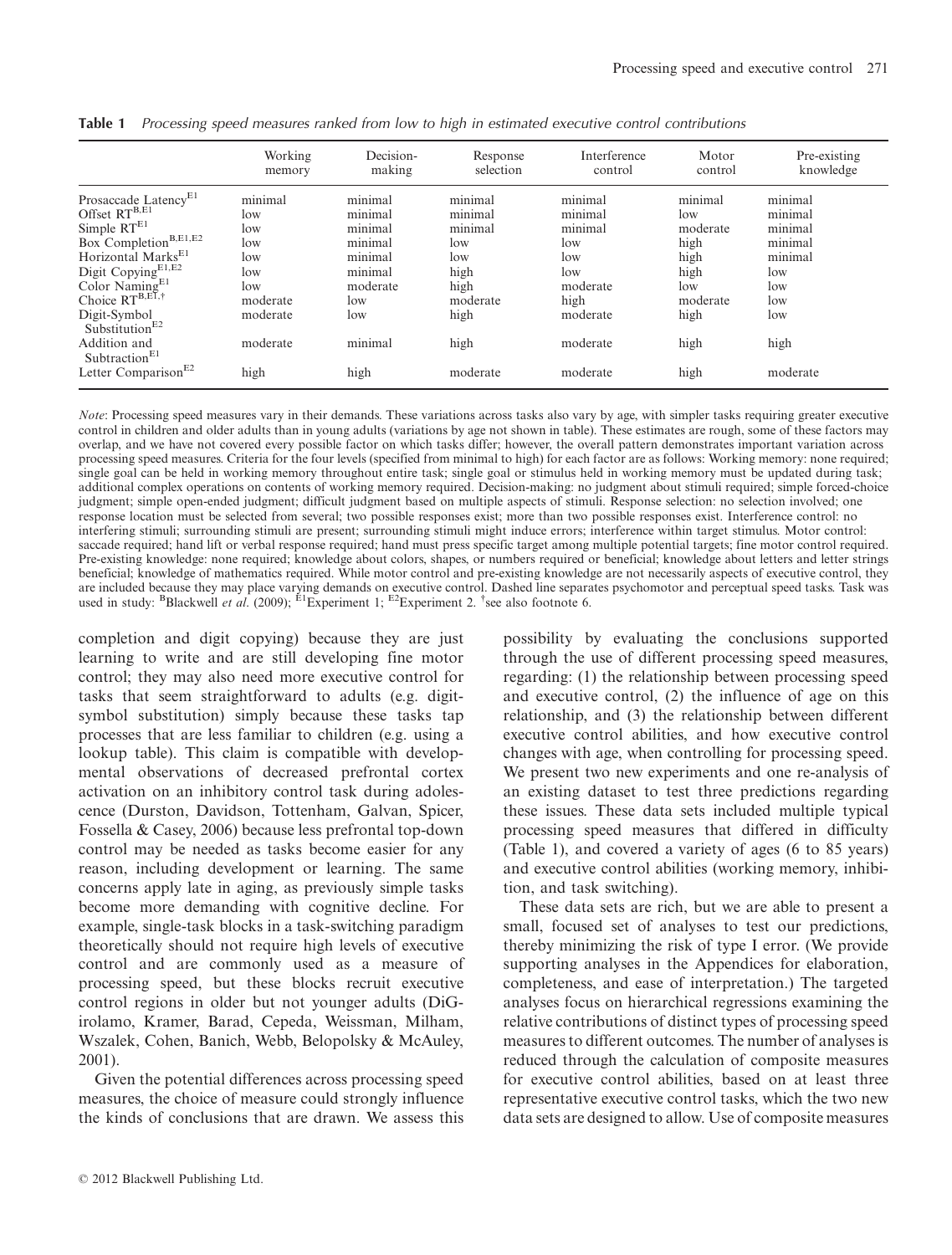**Table 1** *Processing speed measures ranked from low to high in estimated executive control contributions*

| | Working memory | Decision-making | Response selection | Interference control | Motor control | Pre-existing knowledge |
|---|---|---|---|---|---|---|
| Prosaccade Latency[E1] | minimal | minimal | minimal | minimal | minimal | minimal |
| Offset RT[B,E1] | low | minimal | minimal | minimal | low | minimal |
| Simple RT[E1] | low | minimal | minimal | minimal | moderate | minimal |
| Box Completion[B,E1,E2] | low | minimal | low | low | high | minimal |
| Horizontal Marks[E1] | low | minimal | low | low | high | minimal |
| Digit Copying[E1,E2] | low | minimal | high | low | high | low |
| Color Naming[E1] | low | moderate | high | moderate | low | low |
| Choice RT[B,E1,†] | moderate | low | moderate | high | moderate | low |
| Digit-Symbol Substitution[E2] | moderate | low | high | moderate | high | low |
| Addition and Subtraction[E1] | moderate | minimal | high | moderate | high | high |
| Letter Comparison[E2] | high | high | moderate | moderate | high | moderate |

*Note*: Processing speed measures vary in their demands. These variations across tasks also vary by age, with simpler tasks requiring greater executive control in children and older adults than in young adults (variations by age not shown in table). These estimates are rough, some of these factors may overlap, and we have not covered every possible factor on which tasks differ; however, the overall pattern demonstrates important variation across processing speed measures. Criteria for the four levels (specified from minimal to high) for each factor are as follows: Working memory: none required; single goal can be held in working memory throughout entire task; single goal or stimulus held in working memory must be updated during task; additional complex operations on contents of working memory required. Decision-making: no judgment about stimuli required; simple forced-choice judgment; simple open-ended judgment; difficult judgment based on multiple aspects of stimuli. Response selection: no selection involved; one response location must be selected from several; two possible responses exist; more than two possible responses exist. Interference control: no interfering stimuli; surrounding stimuli are present; surrounding stimuli might induce errors; interference within target stimulus. Motor control: saccade required; hand lift or verbal response required; hand must press specific target among multiple potential targets; fine motor control required. Pre-existing knowledge: none required; knowledge about colors, shapes, or numbers required or beneficial; knowledge about letters and letter strings beneficial; knowledge of mathematics required. While motor control and pre-existing knowledge are not necessarily aspects of executive control, they are included because they may place varying demands on executive control. Dashed line separates psychomotor and perceptual speed tasks. Task was used in study: [B]Blackwell *et al.* (2009); [E1]Experiment 1; [E2]Experiment 2. [†]see also footnote 6.

completion and digit copying) because they are just learning to write and are still developing fine motor control; they may also need more executive control for tasks that seem straightforward to adults (e.g. digit-symbol substitution) simply because these tasks tap processes that are less familiar to children (e.g. using a lookup table). This claim is compatible with developmental observations of decreased prefrontal cortex activation on an inhibitory control task during adolescence (Durston, Davidson, Tottenham, Galvan, Spicer, Fossella & Casey, 2006) because less prefrontal top-down control may be needed as tasks become easier for any reason, including development or learning. The same concerns apply late in aging, as previously simple tasks become more demanding with cognitive decline. For example, single-task blocks in a task-switching paradigm theoretically should not require high levels of executive control and are commonly used as a measure of processing speed, but these blocks recruit executive control regions in older but not younger adults (DiGirolamo, Kramer, Barad, Cepeda, Weissman, Milham, Wszalek, Cohen, Banich, Webb, Belopolsky & McAuley, 2001).

Given the potential differences across processing speed measures, the choice of measure could strongly influence the kinds of conclusions that are drawn. We assess this possibility by evaluating the conclusions supported through the use of different processing speed measures, regarding: (1) the relationship between processing speed and executive control, (2) the influence of age on this relationship, and (3) the relationship between different executive control abilities, and how executive control changes with age, when controlling for processing speed. We present two new experiments and one re-analysis of an existing dataset to test three predictions regarding these issues. These data sets included multiple typical processing speed measures that differed in difficulty (Table 1), and covered a variety of ages (6 to 85 years) and executive control abilities (working memory, inhibition, and task switching).

These data sets are rich, but we are able to present a small, focused set of analyses to test our predictions, thereby minimizing the risk of type I error. (We provide supporting analyses in the Appendices for elaboration, completeness, and ease of interpretation.) The targeted analyses focus on hierarchical regressions examining the relative contributions of distinct types of processing speed measures to different outcomes. The number of analyses is reduced through the calculation of composite measures for executive control abilities, based on at least three representative executive control tasks, which the two new data sets are designed to allow. Use of composite measures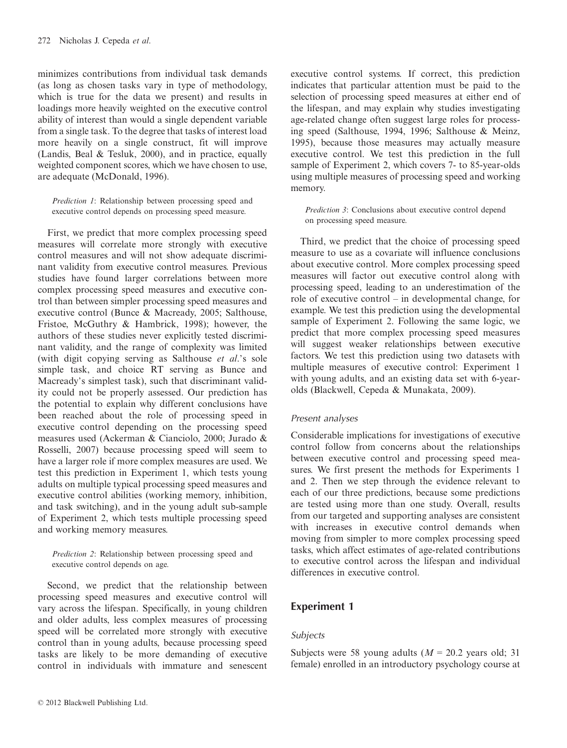minimizes contributions from individual task demands (as long as chosen tasks vary in type of methodology, which is true for the data we present) and results in loadings more heavily weighted on the executive control ability of interest than would a single dependent variable from a single task. To the degree that tasks of interest load more heavily on a single construct, fit will improve (Landis, Beal & Tesluk, 2000), and in practice, equally weighted component scores, which we have chosen to use, are adequate (McDonald, 1996).

> *Prediction 1*: Relationship between processing speed and executive control depends on processing speed measure.

First, we predict that more complex processing speed measures will correlate more strongly with executive control measures and will not show adequate discriminant validity from executive control measures. Previous studies have found larger correlations between more complex processing speed measures and executive control than between simpler processing speed measures and executive control (Bunce & Macready, 2005; Salthouse, Fristoe, McGuthry & Hambrick, 1998); however, the authors of these studies never explicitly tested discriminant validity, and the range of complexity was limited (with digit copying serving as Salthouse *et al.*'s sole simple task, and choice RT serving as Bunce and Macready's simplest task), such that discriminant validity could not be properly assessed. Our prediction has the potential to explain why different conclusions have been reached about the role of processing speed in executive control depending on the processing speed measures used (Ackerman & Cianciolo, 2000; Jurado & Rosselli, 2007) because processing speed will seem to have a larger role if more complex measures are used. We test this prediction in Experiment 1, which tests young adults on multiple typical processing speed measures and executive control abilities (working memory, inhibition, and task switching), and in the young adult sub-sample of Experiment 2, which tests multiple processing speed and working memory measures.

> *Prediction 2*: Relationship between processing speed and executive control depends on age.

Second, we predict that the relationship between processing speed measures and executive control will vary across the lifespan. Specifically, in young children and older adults, less complex measures of processing speed will be correlated more strongly with executive control than in young adults, because processing speed tasks are likely to be more demanding of executive control in individuals with immature and senescent executive control systems. If correct, this prediction indicates that particular attention must be paid to the selection of processing speed measures at either end of the lifespan, and may explain why studies investigating age-related change often suggest large roles for processing speed (Salthouse, 1994, 1996; Salthouse & Meinz, 1995), because those measures may actually measure executive control. We test this prediction in the full sample of Experiment 2, which covers 7- to 85-year-olds using multiple measures of processing speed and working memory.

> *Prediction 3*: Conclusions about executive control depend on processing speed measure.

Third, we predict that the choice of processing speed measure to use as a covariate will influence conclusions about executive control. More complex processing speed measures will factor out executive control along with processing speed, leading to an underestimation of the role of executive control – in developmental change, for example. We test this prediction using the developmental sample of Experiment 2. Following the same logic, we predict that more complex processing speed measures will suggest weaker relationships between executive factors. We test this prediction using two datasets with multiple measures of executive control: Experiment 1 with young adults, and an existing data set with 6-year-olds (Blackwell, Cepeda & Munakata, 2009).

### *Present analyses*

Considerable implications for investigations of executive control follow from concerns about the relationships between executive control and processing speed measures. We first present the methods for Experiments 1 and 2. Then we step through the evidence relevant to each of our three predictions, because some predictions are tested using more than one study. Overall, results from our targeted and supporting analyses are consistent with increases in executive control demands when moving from simpler to more complex processing speed tasks, which affect estimates of age-related contributions to executive control across the lifespan and individual differences in executive control.

## Experiment 1

### *Subjects*

Subjects were 58 young adults ($M = 20.2$ years old; 31 female) enrolled in an introductory psychology course at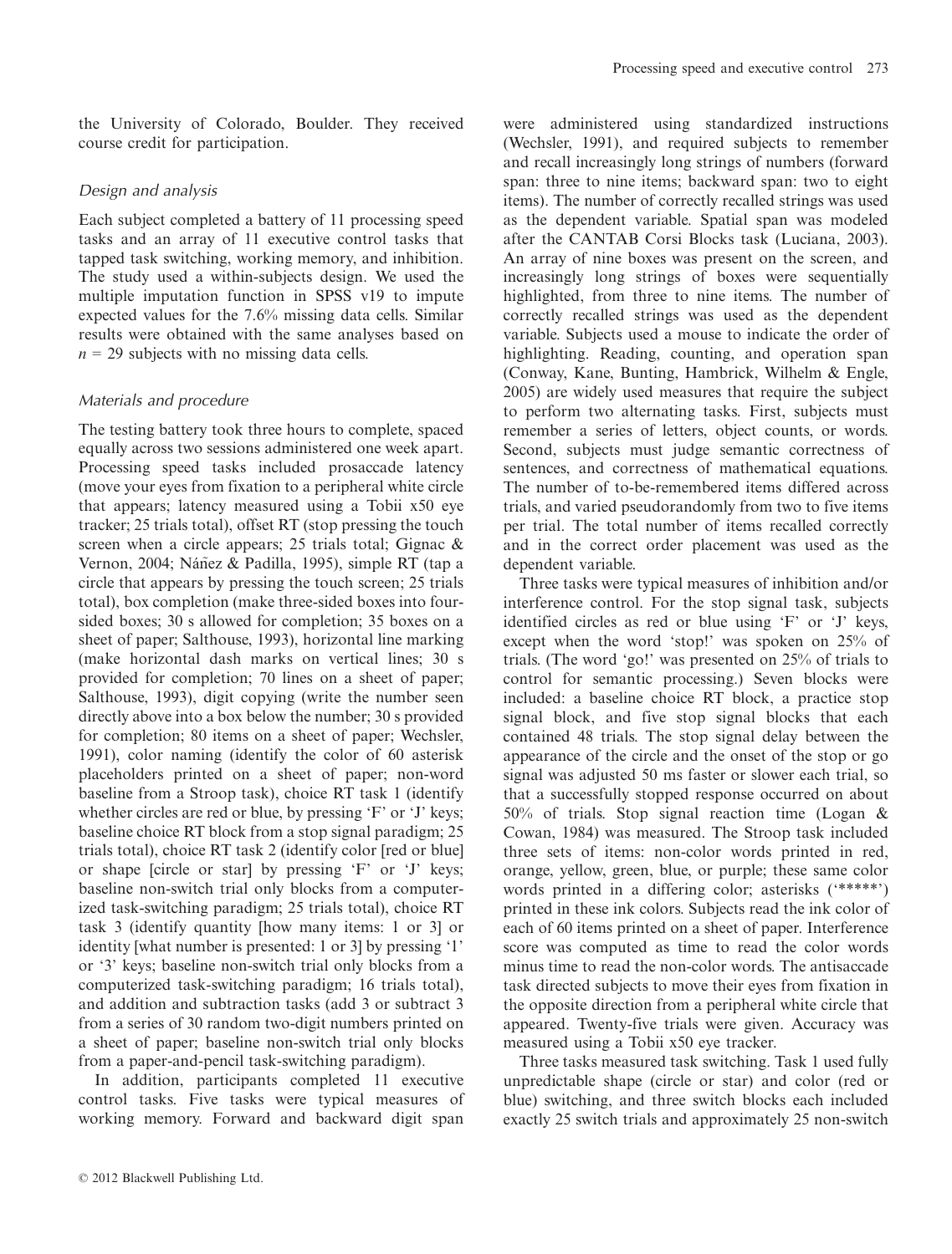the University of Colorado, Boulder. They received course credit for participation.

### *Design and analysis*

Each subject completed a battery of 11 processing speed tasks and an array of 11 executive control tasks that tapped task switching, working memory, and inhibition. The study used a within-subjects design. We used the multiple imputation function in SPSS v19 to impute expected values for the 7.6% missing data cells. Similar results were obtained with the same analyses based on $n = 29$ subjects with no missing data cells.

### *Materials and procedure*

The testing battery took three hours to complete, spaced equally across two sessions administered one week apart. Processing speed tasks included prosaccade latency (move your eyes from fixation to a peripheral white circle that appears; latency measured using a Tobii x50 eye tracker; 25 trials total), offset RT (stop pressing the touch screen when a circle appears; 25 trials total; Gignac & Vernon, 2004; Náñez & Padilla, 1995), simple RT (tap a circle that appears by pressing the touch screen; 25 trials total), box completion (make three-sided boxes into four-sided boxes; 30 s allowed for completion; 35 boxes on a sheet of paper; Salthouse, 1993), horizontal line marking (make horizontal dash marks on vertical lines; 30 s provided for completion; 70 lines on a sheet of paper; Salthouse, 1993), digit copying (write the number seen directly above into a box below the number; 30 s provided for completion; 80 items on a sheet of paper; Wechsler, 1991), color naming (identify the color of 60 asterisk placeholders printed on a sheet of paper; non-word baseline from a Stroop task), choice RT task 1 (identify whether circles are red or blue, by pressing 'F' or 'J' keys; baseline choice RT block from a stop signal paradigm; 25 trials total), choice RT task 2 (identify color [red or blue] or shape [circle or star] by pressing 'F' or 'J' keys; baseline non-switch trial only blocks from a computerized task-switching paradigm; 25 trials total), choice RT task 3 (identify quantity [how many items: 1 or 3] or identity [what number is presented: 1 or 3] by pressing '1' or '3' keys; baseline non-switch trial only blocks from a computerized task-switching paradigm; 16 trials total), and addition and subtraction tasks (add 3 or subtract 3 from a series of 30 random two-digit numbers printed on a sheet of paper; baseline non-switch trial only blocks from a paper-and-pencil task-switching paradigm).

In addition, participants completed 11 executive control tasks. Five tasks were typical measures of working memory. Forward and backward digit span were administered using standardized instructions (Wechsler, 1991), and required subjects to remember and recall increasingly long strings of numbers (forward span: three to nine items; backward span: two to eight items). The number of correctly recalled strings was used as the dependent variable. Spatial span was modeled after the CANTAB Corsi Blocks task (Luciana, 2003). An array of nine boxes was present on the screen, and increasingly long strings of boxes were sequentially highlighted, from three to nine items. The number of correctly recalled strings was used as the dependent variable. Subjects used a mouse to indicate the order of highlighting. Reading, counting, and operation span (Conway, Kane, Bunting, Hambrick, Wilhelm & Engle, 2005) are widely used measures that require the subject to perform two alternating tasks. First, subjects must remember a series of letters, object counts, or words. Second, subjects must judge semantic correctness of sentences, and correctness of mathematical equations. The number of to-be-remembered items differed across trials, and varied pseudorandomly from two to five items per trial. The total number of items recalled correctly and in the correct order placement was used as the dependent variable.

Three tasks were typical measures of inhibition and/or interference control. For the stop signal task, subjects identified circles as red or blue using 'F' or 'J' keys, except when the word 'stop!' was spoken on 25% of trials. (The word 'go!' was presented on 25% of trials to control for semantic processing.) Seven blocks were included: a baseline choice RT block, a practice stop signal block, and five stop signal blocks that each contained 48 trials. The stop signal delay between the appearance of the circle and the onset of the stop or go signal was adjusted 50 ms faster or slower each trial, so that a successfully stopped response occurred on about 50% of trials. Stop signal reaction time (Logan & Cowan, 1984) was measured. The Stroop task included three sets of items: non-color words printed in red, orange, yellow, green, blue, or purple; these same color words printed in a differing color; asterisks ('*****') printed in these ink colors. Subjects read the ink color of each of 60 items printed on a sheet of paper. Interference score was computed as time to read the color words minus time to read the non-color words. The antisaccade task directed subjects to move their eyes from fixation in the opposite direction from a peripheral white circle that appeared. Twenty-five trials were given. Accuracy was measured using a Tobii x50 eye tracker.

Three tasks measured task switching. Task 1 used fully unpredictable shape (circle or star) and color (red or blue) switching, and three switch blocks each included exactly 25 switch trials and approximately 25 non-switch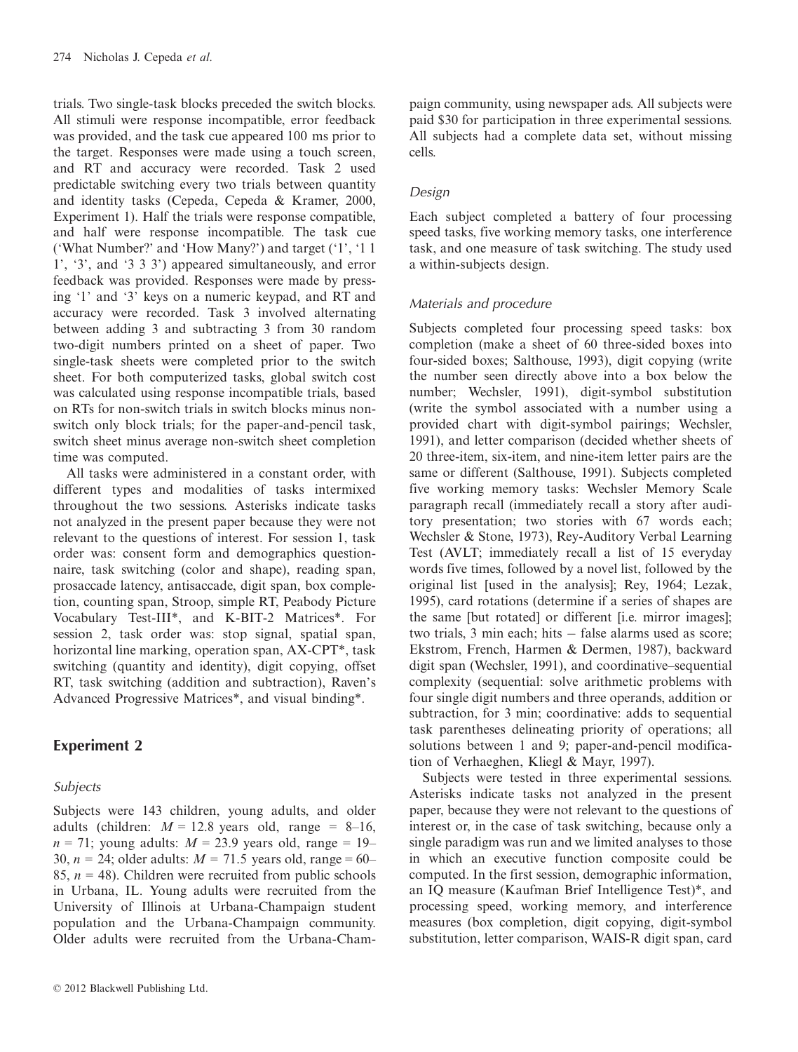trials. Two single-task blocks preceded the switch blocks. All stimuli were response incompatible, error feedback was provided, and the task cue appeared 100 ms prior to the target. Responses were made using a touch screen, and RT and accuracy were recorded. Task 2 used predictable switching every two trials between quantity and identity tasks (Cepeda, Cepeda & Kramer, 2000, Experiment 1). Half the trials were response compatible, and half were response incompatible. The task cue ('What Number?' and 'How Many?') and target ('1', '1 1 1', '3', and '3 3 3') appeared simultaneously, and error feedback was provided. Responses were made by pressing '1' and '3' keys on a numeric keypad, and RT and accuracy were recorded. Task 3 involved alternating between adding 3 and subtracting 3 from 30 random two-digit numbers printed on a sheet of paper. Two single-task sheets were completed prior to the switch sheet. For both computerized tasks, global switch cost was calculated using response incompatible trials, based on RTs for non-switch trials in switch blocks minus non-switch only block trials; for the paper-and-pencil task, switch sheet minus average non-switch sheet completion time was computed.

All tasks were administered in a constant order, with different types and modalities of tasks intermixed throughout the two sessions. Asterisks indicate tasks not analyzed in the present paper because they were not relevant to the questions of interest. For session 1, task order was: consent form and demographics questionnaire, task switching (color and shape), reading span, prosaccade latency, antisaccade, digit span, box completion, counting span, Stroop, simple RT, Peabody Picture Vocabulary Test-III*, and K-BIT-2 Matrices*. For session 2, task order was: stop signal, spatial span, horizontal line marking, operation span, AX-CPT*, task switching (quantity and identity), digit copying, offset RT, task switching (addition and subtraction), Raven's Advanced Progressive Matrices*, and visual binding*.

## Experiment 2

### Subjects

Subjects were 143 children, young adults, and older adults (children: $M = 12.8$ years old, range = 8–16, $n = 71$; young adults: $M = 23.9$ years old, range = 19–30, $n = 24$; older adults: $M = 71.5$ years old, range = 60–85, $n = 48$). Children were recruited from public schools in Urbana, IL. Young adults were recruited from the University of Illinois at Urbana-Champaign student population and the Urbana-Champaign community. Older adults were recruited from the Urbana-Champaign community, using newspaper ads. All subjects were paid $30 for participation in three experimental sessions. All subjects had a complete data set, without missing cells.

### Design

Each subject completed a battery of four processing speed tasks, five working memory tasks, one interference task, and one measure of task switching. The study used a within-subjects design.

### Materials and procedure

Subjects completed four processing speed tasks: box completion (make a sheet of 60 three-sided boxes into four-sided boxes; Salthouse, 1993), digit copying (write the number seen directly above into a box below the number; Wechsler, 1991), digit-symbol substitution (write the symbol associated with a number using a provided chart with digit-symbol pairings; Wechsler, 1991), and letter comparison (decided whether sheets of 20 three-item, six-item, and nine-item letter pairs are the same or different (Salthouse, 1991). Subjects completed five working memory tasks: Wechsler Memory Scale paragraph recall (immediately recall a story after auditory presentation; two stories with 67 words each; Wechsler & Stone, 1973), Rey-Auditory Verbal Learning Test (AVLT; immediately recall a list of 15 everyday words five times, followed by a novel list, followed by the original list [used in the analysis]; Rey, 1964; Lezak, 1995), card rotations (determine if a series of shapes are the same [but rotated] or different [i.e. mirror images]; two trials, 3 min each; hits – false alarms used as score; Ekstrom, French, Harmen & Dermen, 1987), backward digit span (Wechsler, 1991), and coordinative–sequential complexity (sequential: solve arithmetic problems with four single digit numbers and three operands, addition or subtraction, for 3 min; coordinative: adds to sequential task parentheses delineating priority of operations; all solutions between 1 and 9; paper-and-pencil modification of Verhaeghen, Kliegl & Mayr, 1997).

Subjects were tested in three experimental sessions. Asterisks indicate tasks not analyzed in the present paper, because they were not relevant to the questions of interest or, in the case of task switching, because only a single paradigm was run and we limited analyses to those in which an executive function composite could be computed. In the first session, demographic information, an IQ measure (Kaufman Brief Intelligence Test)*, and processing speed, working memory, and interference measures (box completion, digit copying, digit-symbol substitution, letter comparison, WAIS-R digit span, card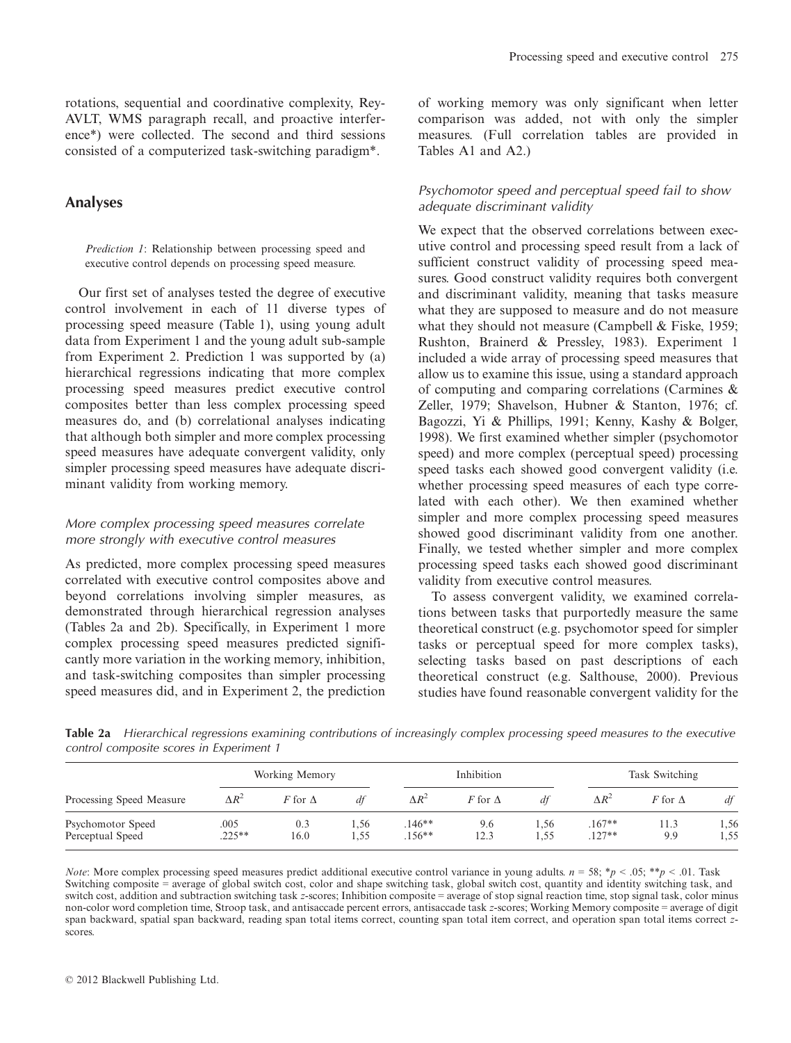rotations, sequential and coordinative complexity, Rey-AVLT, WMS paragraph recall, and proactive interference*) were collected. The second and third sessions consisted of a computerized task-switching paradigm*.

## Analyses

*Prediction 1*: Relationship between processing speed and executive control depends on processing speed measure.

Our first set of analyses tested the degree of executive control involvement in each of 11 diverse types of processing speed measure (Table 1), using young adult data from Experiment 1 and the young adult sub-sample from Experiment 2. Prediction 1 was supported by (a) hierarchical regressions indicating that more complex processing speed measures predict executive control composites better than less complex processing speed measures do, and (b) correlational analyses indicating that although both simpler and more complex processing speed measures have adequate convergent validity, only simpler processing speed measures have adequate discriminant validity from working memory.

### *More complex processing speed measures correlate more strongly with executive control measures*

As predicted, more complex processing speed measures correlated with executive control composites above and beyond correlations involving simpler measures, as demonstrated through hierarchical regression analyses (Tables 2a and 2b). Specifically, in Experiment 1 more complex processing speed measures predicted significantly more variation in the working memory, inhibition, and task-switching composites than simpler processing speed measures did, and in Experiment 2, the prediction of working memory was only significant when letter comparison was added, not with only the simpler measures. (Full correlation tables are provided in Tables A1 and A2.)

### *Psychomotor speed and perceptual speed fail to show adequate discriminant validity*

We expect that the observed correlations between executive control and processing speed result from a lack of sufficient construct validity of processing speed measures. Good construct validity requires both convergent and discriminant validity, meaning that tasks measure what they are supposed to measure and do not measure what they should not measure (Campbell & Fiske, 1959; Rushton, Brainerd & Pressley, 1983). Experiment 1 included a wide array of processing speed measures that allow us to examine this issue, using a standard approach of computing and comparing correlations (Carmines & Zeller, 1979; Shavelson, Hubner & Stanton, 1976; cf. Bagozzi, Yi & Phillips, 1991; Kenny, Kashy & Bolger, 1998). We first examined whether simpler (psychomotor speed) and more complex (perceptual speed) processing speed tasks each showed good convergent validity (i.e. whether processing speed measures of each type correlated with each other). We then examined whether simpler and more complex processing speed measures showed good discriminant validity from one another. Finally, we tested whether simpler and more complex processing speed tasks each showed good discriminant validity from executive control measures.

To assess convergent validity, we examined correlations between tasks that purportedly measure the same theoretical construct (e.g. psychomotor speed for simpler tasks or perceptual speed for more complex tasks), selecting tasks based on past descriptions of each theoretical construct (e.g. Salthouse, 2000). Previous studies have found reasonable convergent validity for the

**Table 2a** *Hierarchical regressions examining contributions of increasingly complex processing speed measures to the executive control composite scores in Experiment 1*

| | Working Memory | | | Inhibition | | | Task Switching | | |
|---|---|---|---|---|---|---|---|---|---|
| Processing Speed Measure | $\Delta R^2$ | $F$ for $\Delta$ | $df$ | $\Delta R^2$ | $F$ for $\Delta$ | $df$ | $\Delta R^2$ | $F$ for $\Delta$ | $df$ |
| Psychomotor Speed | .005 | 0.3 | 1,56 | .146** | 9.6 | 1,56 | .167** | 11.3 | 1,56 |
| Perceptual Speed | .225** | 16.0 | 1,55 | .156** | 12.3 | 1,55 | .127** | 9.9 | 1,55 |

*Note*: More complex processing speed measures predict additional executive control variance in young adults. $n = 58$; $*p < .05$; $**p < .01$. Task Switching composite = average of global switch cost, color and shape switching task, global switch cost, quantity and identity switching task, and switch cost, addition and subtraction switching task *z*-scores; Inhibition composite = average of stop signal reaction time, stop signal task, color minus non-color word completion time, Stroop task, and antisaccade percent errors, antisaccade task *z*-scores; Working Memory composite = average of digit span backward, spatial span backward, reading span total items correct, counting span total item correct, and operation span total items correct *z*-scores.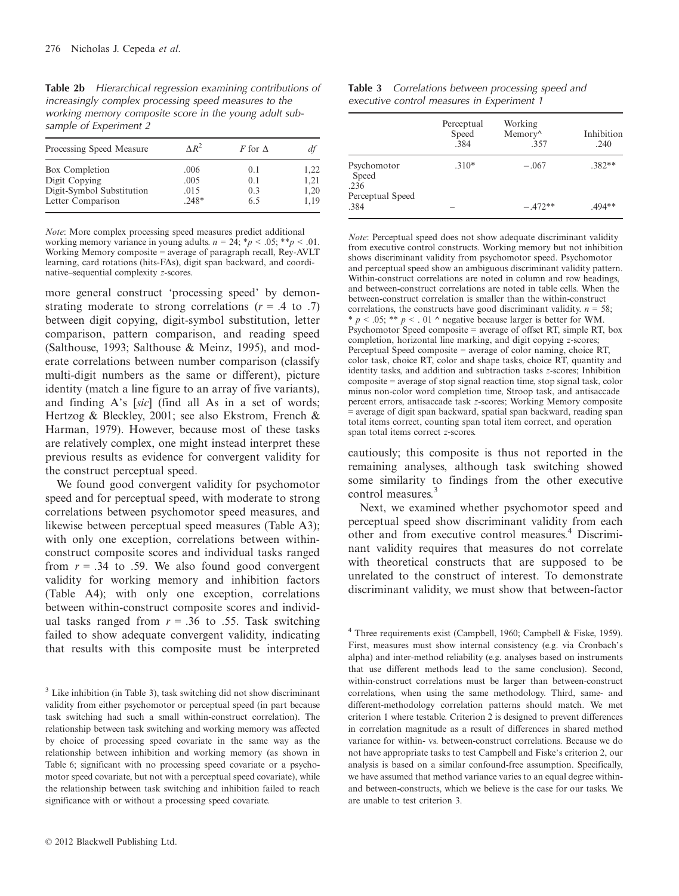**Table 2b** *Hierarchical regression examining contributions of increasingly complex processing speed measures to the working memory composite score in the young adult sub-sample of Experiment 2*

| Processing Speed Measure | $\Delta R^2$ | $F$ for $\Delta$ | *df* |
|---|---|---|---|
| Box Completion | .006 | 0.1 | 1,22 |
| Digit Copying | .005 | 0.1 | 1,21 |
| Digit-Symbol Substitution | .015 | 0.3 | 1,20 |
| Letter Comparison | .248* | 6.5 | 1,19 |

*Note*: More complex processing speed measures predict additional working memory variance in young adults. $n = 24$; $^*p < .05$; $^{**}p < .01$. Working Memory composite = average of paragraph recall, Rey-AVLT learning, card rotations (hits-FAs), digit span backward, and coordinative–sequential complexity *z*-scores.

more general construct 'processing speed' by demonstrating moderate to strong correlations ($r = .4$ to $.7$) between digit copying, digit-symbol substitution, letter comparison, pattern comparison, and reading speed (Salthouse, 1993; Salthouse & Meinz, 1995), and moderate correlations between number comparison (classify multi-digit numbers as the same or different), picture identity (match a line figure to an array of five variants), and finding A's [*sic*] (find all As in a set of words; Hertzog & Bleckley, 2001; see also Ekstrom, French & Harman, 1979). However, because most of these tasks are relatively complex, one might instead interpret these previous results as evidence for convergent validity for the construct perceptual speed.

We found good convergent validity for psychomotor speed and for perceptual speed, with moderate to strong correlations between psychomotor speed measures, and likewise between perceptual speed measures (Table A3); with only one exception, correlations between within-construct composite scores and individual tasks ranged from $r = .34$ to $.59$. We also found good convergent validity for working memory and inhibition factors (Table A4); with only one exception, correlations between within-construct composite scores and individual tasks ranged from $r = .36$ to $.55$. Task switching failed to show adequate convergent validity, indicating that results with this composite must be interpreted cautiously; this composite is thus not reported in the remaining analyses, although task switching showed some similarity to findings from the other executive control measures.[3]

Next, we examined whether psychomotor speed and perceptual speed show discriminant validity from each other and from executive control measures.[4] Discriminant validity requires that measures do not correlate with theoretical constructs that are supposed to be unrelated to the construct of interest. To demonstrate discriminant validity, we must show that between-factor

**Table 3** *Correlations between processing speed and executive control measures in Experiment 1*

| | Perceptual Speed .384 | Working Memory^ .357 | Inhibition .240 |
|---|---|---|---|
| Psychomotor Speed .236 | .310* | −.067 | .382** |
| Perceptual Speed .384 | – | −.472** | .494** |

*Note*: Perceptual speed does not show adequate discriminant validity from executive control constructs. Working memory but not inhibition shows discriminant validity from psychomotor speed. Psychomotor and perceptual speed show an ambiguous discriminant validity pattern. Within-construct correlations are noted in column and row headings, and between-construct correlations are noted in table cells. When the between-construct correlation is smaller than the within-construct correlations, the constructs have good discriminant validity. $n = 58$; $^* p < .05$; $^{**} p < .01$ ^ negative because larger is better for WM. Psychomotor Speed composite = average of offset RT, simple RT, box completion, horizontal line marking, and digit copying *z*-scores; Perceptual Speed composite = average of color naming, choice RT, color task, choice RT, color and shape tasks, choice RT, quantity and identity tasks, and addition and subtraction tasks *z*-scores; Inhibition composite = average of stop signal reaction time, stop signal task, color minus non-color word completion time, Stroop task, and antisaccade percent errors, antisaccade task *z*-scores; Working Memory composite = average of digit span backward, spatial span backward, reading span total items correct, counting span total item correct, and operation span total items correct *z*-scores.

[3] Like inhibition (in Table 3), task switching did not show discriminant validity from either psychomotor or perceptual speed (in part because task switching had such a small within-construct correlation). The relationship between task switching and working memory was affected by choice of processing speed covariate in the same way as the relationship between inhibition and working memory (as shown in Table 6; significant with no processing speed covariate or a psychomotor speed covariate, but not with a perceptual speed covariate), while the relationship between task switching and inhibition failed to reach significance with or without a processing speed covariate.

[4] Three requirements exist (Campbell, 1960; Campbell & Fiske, 1959). First, measures must show internal consistency (e.g. via Cronbach's alpha) and inter-method reliability (e.g. analyses based on instruments that use different methods lead to the same conclusion). Second, within-construct correlations must be larger than between-construct correlations, when using the same methodology. Third, same- and different-methodology correlation patterns should match. We met criterion 1 where testable. Criterion 2 is designed to prevent differences in correlation magnitude as a result of differences in shared method variance for within- vs. between-construct correlations. Because we do not have appropriate tasks to test Campbell and Fiske's criterion 2, our analysis is based on a similar confound-free assumption. Specifically, we have assumed that method variance varies to an equal degree within- and between-constructs, which we believe is the case for our tasks. We are unable to test criterion 3.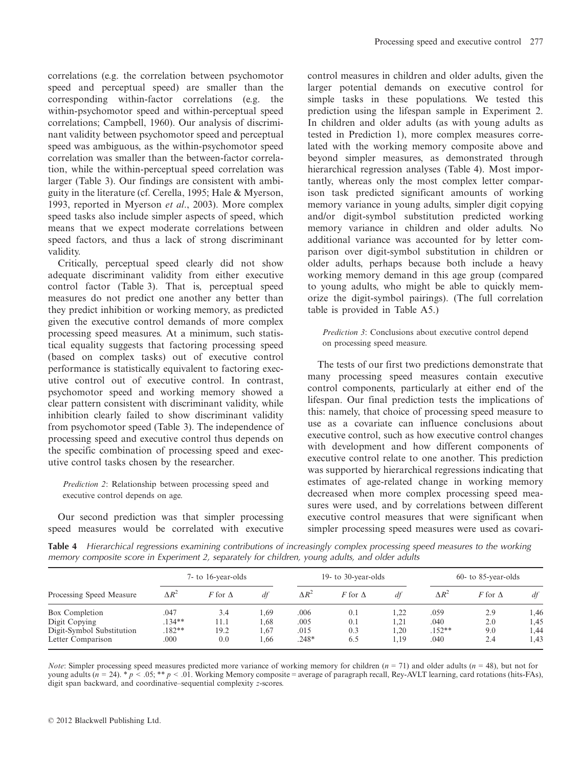correlations (e.g. the correlation between psychomotor speed and perceptual speed) are smaller than the corresponding within-factor correlations (e.g. the within-psychomotor speed and within-perceptual speed correlations; Campbell, 1960). Our analysis of discriminant validity between psychomotor speed and perceptual speed was ambiguous, as the within-psychomotor speed correlation was smaller than the between-factor correlation, while the within-perceptual speed correlation was larger (Table 3). Our findings are consistent with ambiguity in the literature (cf. Cerella, 1995; Hale & Myerson, 1993, reported in Myerson *et al*., 2003). More complex speed tasks also include simpler aspects of speed, which means that we expect moderate correlations between speed factors, and thus a lack of strong discriminant validity.

Critically, perceptual speed clearly did not show adequate discriminant validity from either executive control factor (Table 3). That is, perceptual speed measures do not predict one another any better than they predict inhibition or working memory, as predicted given the executive control demands of more complex processing speed measures. At a minimum, such statistical equality suggests that factoring processing speed (based on complex tasks) out of executive control performance is statistically equivalent to factoring executive control out of executive control. In contrast, psychomotor speed and working memory showed a clear pattern consistent with discriminant validity, while inhibition clearly failed to show discriminant validity from psychomotor speed (Table 3). The independence of processing speed and executive control thus depends on the specific combination of processing speed and executive control tasks chosen by the researcher.

*Prediction 2*: Relationship between processing speed and executive control depends on age.

Our second prediction was that simpler processing speed measures would be correlated with executive control measures in children and older adults, given the larger potential demands on executive control for simple tasks in these populations. We tested this prediction using the lifespan sample in Experiment 2. In children and older adults (as with young adults as tested in Prediction 1), more complex measures correlated with the working memory composite above and beyond simpler measures, as demonstrated through hierarchical regression analyses (Table 4). Most importantly, whereas only the most complex letter comparison task predicted significant amounts of working memory variance in young adults, simpler digit copying and/or digit-symbol substitution predicted working memory variance in children and older adults. No additional variance was accounted for by letter comparison over digit-symbol substitution in children or older adults, perhaps because both include a heavy working memory demand in this age group (compared to young adults, who might be able to quickly memorize the digit-symbol pairings). (The full correlation table is provided in Table A5.)

*Prediction 3*: Conclusions about executive control depend on processing speed measure.

The tests of our first two predictions demonstrate that many processing speed measures contain executive control components, particularly at either end of the lifespan. Our final prediction tests the implications of this: namely, that choice of processing speed measure to use as a covariate can influence conclusions about executive control, such as how executive control changes with development and how different components of executive control relate to one another. This prediction was supported by hierarchical regressions indicating that estimates of age-related change in working memory decreased when more complex processing speed measures were used, and by correlations between different executive control measures that were significant when simpler processing speed measures were used as covari-

**Table 4** *Hierarchical regressions examining contributions of increasingly complex processing speed measures to the working memory composite score in Experiment 2, separately for children, young adults, and older adults*

| | 7- to 16-year-olds | | | 19- to 30-year-olds | | | 60- to 85-year-olds | | |
|---|---|---|---|---|---|---|---|---|---|
| Processing Speed Measure | $\Delta R^2$ | $F$ for $\Delta$ | $df$ | $\Delta R^2$ | $F$ for $\Delta$ | $df$ | $\Delta R^2$ | $F$ for $\Delta$ | $df$ |
| Box Completion | .047 | 3.4 | 1,69 | .006 | 0.1 | 1,22 | .059 | 2.9 | 1,46 |
| Digit Copying | .134** | 11.1 | 1,68 | .005 | 0.1 | 1,21 | .040 | 2.0 | 1,45 |
| Digit-Symbol Substitution | .182** | 19.2 | 1,67 | .015 | 0.3 | 1,20 | .152** | 9.0 | 1,44 |
| Letter Comparison | .000 | 0.0 | 1,66 | .248* | 6.5 | 1,19 | .040 | 2.4 | 1,43 |

*Note*: Simpler processing speed measures predicted more variance of working memory for children ($n$ = 71) and older adults ($n$ = 48), but not for young adults ($n$ = 24). * $p < .05$; ** $p < .01$. Working Memory composite = average of paragraph recall, Rey-AVLT learning, card rotations (hits-FAs), digit span backward, and coordinative–sequential complexity $z$-scores.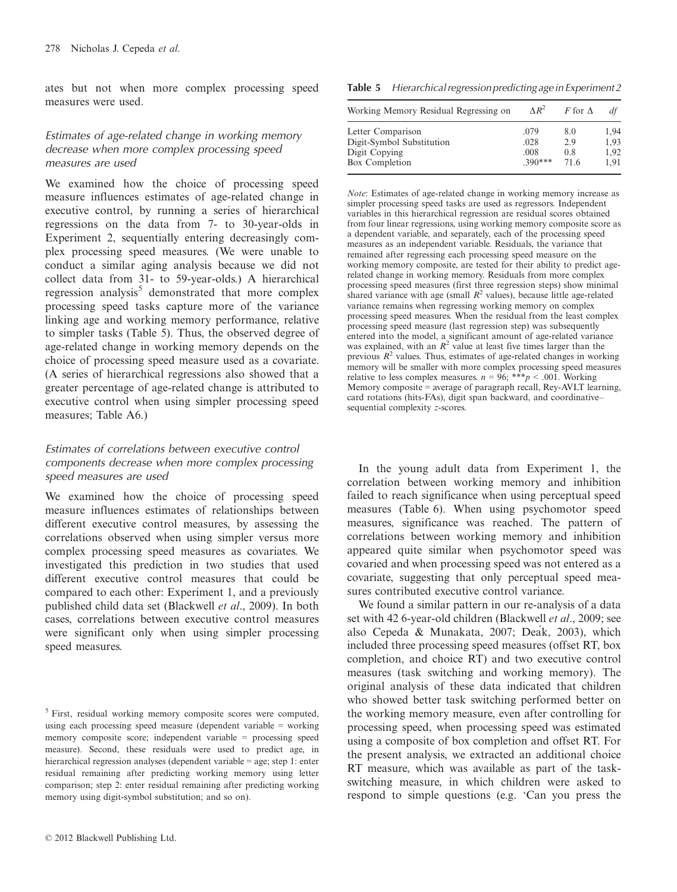ates but not when more complex processing speed measures were used.

### Estimates of age-related change in working memory decrease when more complex processing speed measures are used

We examined how the choice of processing speed measure influences estimates of age-related change in executive control, by running a series of hierarchical regressions on the data from 7- to 30-year-olds in Experiment 2, sequentially entering decreasingly complex processing speed measures. (We were unable to conduct a similar aging analysis because we did not collect data from 31- to 59-year-olds.) A hierarchical regression analysis[5] demonstrated that more complex processing speed tasks capture more of the variance linking age and working memory performance, relative to simpler tasks (Table 5). Thus, the observed degree of age-related change in working memory depends on the choice of processing speed measure used as a covariate. (A series of hierarchical regressions also showed that a greater percentage of age-related change is attributed to executive control when using simpler processing speed measures; Table A6.)

### Estimates of correlations between executive control components decrease when more complex processing speed measures are used

We examined how the choice of processing speed measure influences estimates of relationships between different executive control measures, by assessing the correlations observed when using simpler versus more complex processing speed measures as covariates. We investigated this prediction in two studies that used different executive control measures that could be compared to each other: Experiment 1, and a previously published child data set (Blackwell *et al*., 2009). In both cases, correlations between executive control measures were significant only when using simpler processing speed measures.

**Table 5** *Hierarchical regression predicting age in Experiment 2*

| Working Memory Residual Regressing on | $\Delta R^2$ | $F$ for $\Delta$ | $df$ |
|---|---|---|---|
| Letter Comparison | .079 | 8.0 | 1,94 |
| Digit-Symbol Substitution | .028 | 2.9 | 1,93 |
| Digit Copying | .008 | 0.8 | 1,92 |
| Box Completion | .390*** | 71.6 | 1,91 |

*Note*: Estimates of age-related change in working memory increase as simpler processing speed tasks are used as regressors. Independent variables in this hierarchical regression are residual scores obtained from four linear regressions, using working memory composite score as a dependent variable, and separately, each of the processing speed measures as an independent variable. Residuals, the variance that remained after regressing each processing speed measure on the working memory composite, are tested for their ability to predict age-related change in working memory. Residuals from more complex processing speed measures (first three regression steps) show minimal shared variance with age (small $R^2$ values), because little age-related variance remains when regressing working memory on complex processing speed measures. When the residual from the least complex processing speed measure (last regression step) was subsequently entered into the model, a significant amount of age-related variance was explained, with an $R^2$ value at least five times larger than the previous $R^2$ values. Thus, estimates of age-related changes in working memory will be smaller with more complex processing speed measures relative to less complex measures. $n = 96$; ***$p < .001$. Working Memory composite = average of paragraph recall, Rey-AVLT learning, card rotations (hits-FAs), digit span backward, and coordinative–sequential complexity $z$-scores.

In the young adult data from Experiment 1, the correlation between working memory and inhibition failed to reach significance when using perceptual speed measures (Table 6). When using psychomotor speed measures, significance was reached. The pattern of correlations between working memory and inhibition appeared quite similar when psychomotor speed was covaried and when processing speed was not entered as a covariate, suggesting that only perceptual speed measures contributed executive control variance.

We found a similar pattern in our re-analysis of a data set with 42 6-year-old children (Blackwell *et al*., 2009; see also Cepeda & Munakata, 2007; Deák, 2003), which included three processing speed measures (offset RT, box completion, and choice RT) and two executive control measures (task switching and working memory). The original analysis of these data indicated that children who showed better task switching performed better on the working memory measure, even after controlling for processing speed, when processing speed was estimated using a composite of box completion and offset RT. For the present analysis, we extracted an additional choice RT measure, which was available as part of the task-switching measure, in which children were asked to respond to simple questions (e.g. 'Can you press the

[5] First, residual working memory composite scores were computed, using each processing speed measure (dependent variable = working memory composite score; independent variable = processing speed measure). Second, these residuals were used to predict age, in hierarchical regression analyses (dependent variable = age; step 1: enter residual remaining after predicting working memory using letter comparison; step 2: enter residual remaining after predicting working memory using digit-symbol substitution; and so on).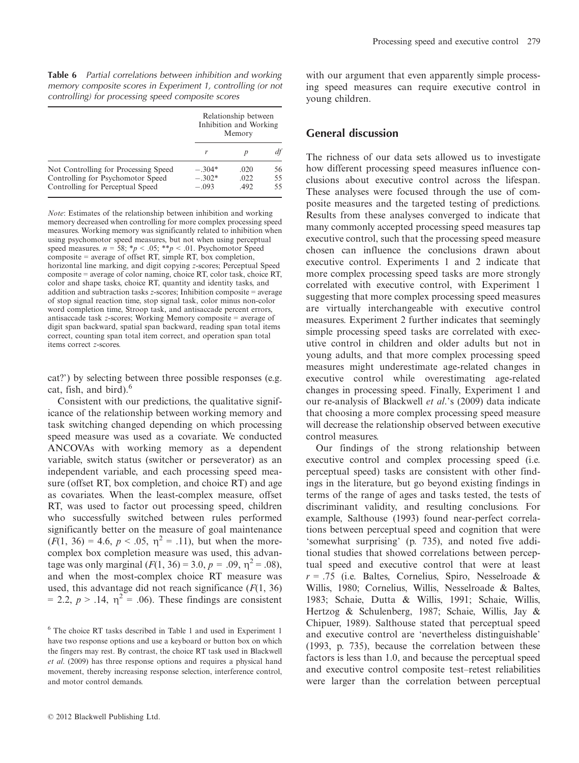**Table 6** *Partial correlations between inhibition and working memory composite scores in Experiment 1, controlling (or not controlling) for processing speed composite scores*

| | Relationship between Inhibition and Working Memory | | |
|---|---|---|---|
| | *r* | *p* | *df* |
| Not Controlling for Processing Speed | −.304* | .020 | 56 |
| Controlling for Psychomotor Speed | −.302* | .022 | 55 |
| Controlling for Perceptual Speed | −.093 | .492 | 55 |

*Note*: Estimates of the relationship between inhibition and working memory decreased when controlling for more complex processing speed measures. Working memory was significantly related to inhibition when using psychomotor speed measures, but not when using perceptual speed measures. $n = 58$; $^*p < .05$; $^{**}p < .01$. Psychomotor Speed composite = average of offset RT, simple RT, box completion, horizontal line marking, and digit copying *z*-scores; Perceptual Speed composite = average of color naming, choice RT, color task, choice RT, color and shape tasks, choice RT, quantity and identity tasks, and addition and subtraction tasks *z*-scores; Inhibition composite = average of stop signal reaction time, stop signal task, color minus non-color word completion time, Stroop task, and antisaccade percent errors, antisaccade task *z*-scores; Working Memory composite = average of digit span backward, spatial span backward, reading span total items correct, counting span total item correct, and operation span total items correct *z*-scores.

cat?') by selecting between three possible responses (e.g. cat, fish, and bird).[6]

Consistent with our predictions, the qualitative significance of the relationship between working memory and task switching changed depending on which processing speed measure was used as a covariate. We conducted ANCOVAs with working memory as a dependent variable, switch status (switcher or perseverator) as an independent variable, and each processing speed measure (offset RT, box completion, and choice RT) and age as covariates. When the least-complex measure, offset RT, was used to factor out processing speed, children who successfully switched between rules performed significantly better on the measure of goal maintenance ($F(1, 36) = 4.6$, $p < .05$, $\eta^2 = .11$), but when the more-complex box completion measure was used, this advantage was only marginal ($F(1, 36) = 3.0$, $p = .09$, $\eta^2 = .08$), and when the most-complex choice RT measure was used, this advantage did not reach significance ($F(1, 36) = 2.2$, $p > .14$, $\eta^2 = .06$). These findings are consistent with our argument that even apparently simple processing speed measures can require executive control in young children.

[6] The choice RT tasks described in Table 1 and used in Experiment 1 have two response options and use a keyboard or button box on which the fingers may rest. By contrast, the choice RT task used in Blackwell *et al.* (2009) has three response options and requires a physical hand movement, thereby increasing response selection, interference control, and motor control demands.

## General discussion

The richness of our data sets allowed us to investigate how different processing speed measures influence conclusions about executive control across the lifespan. These analyses were focused through the use of composite measures and the targeted testing of predictions. Results from these analyses converged to indicate that many commonly accepted processing speed measures tap executive control, such that the processing speed measure chosen can influence the conclusions drawn about executive control. Experiments 1 and 2 indicate that more complex processing speed tasks are more strongly correlated with executive control, with Experiment 1 suggesting that more complex processing speed measures are virtually interchangeable with executive control measures. Experiment 2 further indicates that seemingly simple processing speed tasks are correlated with executive control in children and older adults but not in young adults, and that more complex processing speed measures might underestimate age-related changes in executive control while overestimating age-related changes in processing speed. Finally, Experiment 1 and our re-analysis of Blackwell *et al.*'s (2009) data indicate that choosing a more complex processing speed measure will decrease the relationship observed between executive control measures.

Our findings of the strong relationship between executive control and complex processing speed (i.e. perceptual speed) tasks are consistent with other findings in the literature, but go beyond existing findings in terms of the range of ages and tasks tested, the tests of discriminant validity, and resulting conclusions. For example, Salthouse (1993) found near-perfect correlations between perceptual speed and cognition that were 'somewhat surprising' (p. 735), and noted five additional studies that showed correlations between perceptual speed and executive control that were at least $r = .75$ (i.e. Baltes, Cornelius, Spiro, Nesselroade & Willis, 1980; Cornelius, Willis, Nesselroade & Baltes, 1983; Schaie, Dutta & Willis, 1991; Schaie, Willis, Hertzog & Schulenberg, 1987; Schaie, Willis, Jay & Chipuer, 1989). Salthouse stated that perceptual speed and executive control are 'nevertheless distinguishable' (1993, p. 735), because the correlation between these factors is less than 1.0, and because the perceptual speed and executive control composite test–retest reliabilities were larger than the correlation between perceptual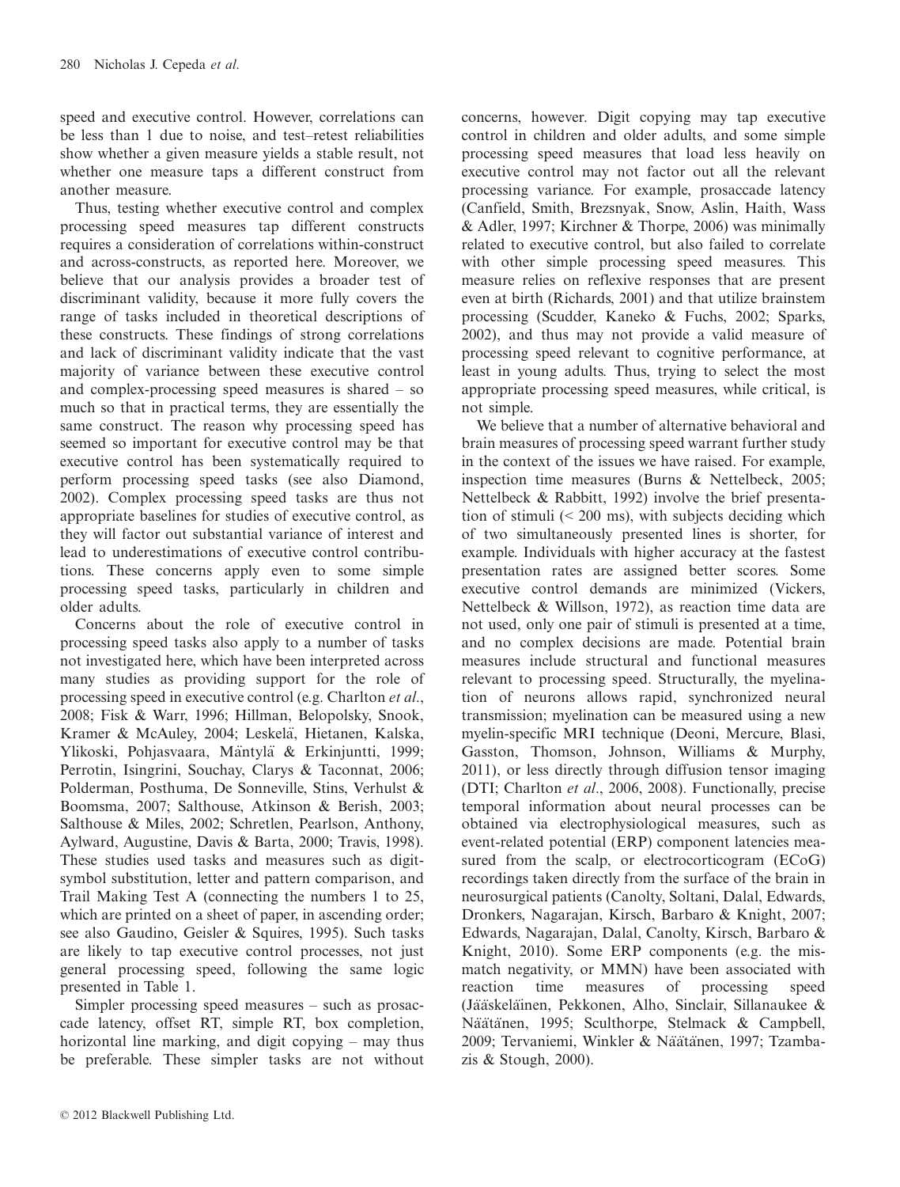speed and executive control. However, correlations can be less than 1 due to noise, and test–retest reliabilities show whether a given measure yields a stable result, not whether one measure taps a different construct from another measure.

Thus, testing whether executive control and complex processing speed measures tap different constructs requires a consideration of correlations within-construct and across-constructs, as reported here. Moreover, we believe that our analysis provides a broader test of discriminant validity, because it more fully covers the range of tasks included in theoretical descriptions of these constructs. These findings of strong correlations and lack of discriminant validity indicate that the vast majority of variance between these executive control and complex-processing speed measures is shared – so much so that in practical terms, they are essentially the same construct. The reason why processing speed has seemed so important for executive control may be that executive control has been systematically required to perform processing speed tasks (see also Diamond, 2002). Complex processing speed tasks are thus not appropriate baselines for studies of executive control, as they will factor out substantial variance of interest and lead to underestimations of executive control contributions. These concerns apply even to some simple processing speed tasks, particularly in children and older adults.

Concerns about the role of executive control in processing speed tasks also apply to a number of tasks not investigated here, which have been interpreted across many studies as providing support for the role of processing speed in executive control (e.g. Charlton *et al.*, 2008; Fisk & Warr, 1996; Hillman, Belopolsky, Snook, Kramer & McAuley, 2004; Leskelä, Hietanen, Kalska, Ylikoski, Pohjasvaara, Mäntylä & Erkinjuntti, 1999; Perrotin, Isingrini, Souchay, Clarys & Taconnat, 2006; Polderman, Posthuma, De Sonneville, Stins, Verhulst & Boomsma, 2007; Salthouse, Atkinson & Berish, 2003; Salthouse & Miles, 2002; Schretlen, Pearlson, Anthony, Aylward, Augustine, Davis & Barta, 2000; Travis, 1998). These studies used tasks and measures such as digit-symbol substitution, letter and pattern comparison, and Trail Making Test A (connecting the numbers 1 to 25, which are printed on a sheet of paper, in ascending order; see also Gaudino, Geisler & Squires, 1995). Such tasks are likely to tap executive control processes, not just general processing speed, following the same logic presented in Table 1.

Simpler processing speed measures – such as prosaccade latency, offset RT, simple RT, box completion, horizontal line marking, and digit copying – may thus be preferable. These simpler tasks are not without concerns, however. Digit copying may tap executive control in children and older adults, and some simple processing speed measures that load less heavily on executive control may not factor out all the relevant processing variance. For example, prosaccade latency (Canfield, Smith, Brezsnyak, Snow, Aslin, Haith, Wass & Adler, 1997; Kirchner & Thorpe, 2006) was minimally related to executive control, but also failed to correlate with other simple processing speed measures. This measure relies on reflexive responses that are present even at birth (Richards, 2001) and that utilize brainstem processing (Scudder, Kaneko & Fuchs, 2002; Sparks, 2002), and thus may not provide a valid measure of processing speed relevant to cognitive performance, at least in young adults. Thus, trying to select the most appropriate processing speed measures, while critical, is not simple.

We believe that a number of alternative behavioral and brain measures of processing speed warrant further study in the context of the issues we have raised. For example, inspection time measures (Burns & Nettelbeck, 2005; Nettelbeck & Rabbitt, 1992) involve the brief presentation of stimuli (< 200 ms), with subjects deciding which of two simultaneously presented lines is shorter, for example. Individuals with higher accuracy at the fastest presentation rates are assigned better scores. Some executive control demands are minimized (Vickers, Nettelbeck & Willson, 1972), as reaction time data are not used, only one pair of stimuli is presented at a time, and no complex decisions are made. Potential brain measures include structural and functional measures relevant to processing speed. Structurally, the myelination of neurons allows rapid, synchronized neural transmission; myelination can be measured using a new myelin-specific MRI technique (Deoni, Mercure, Blasi, Gasston, Thomson, Johnson, Williams & Murphy, 2011), or less directly through diffusion tensor imaging (DTI; Charlton *et al.*, 2006, 2008). Functionally, precise temporal information about neural processes can be obtained via electrophysiological measures, such as event-related potential (ERP) component latencies measured from the scalp, or electrocorticogram (ECoG) recordings taken directly from the surface of the brain in neurosurgical patients (Canolty, Soltani, Dalal, Edwards, Dronkers, Nagarajan, Kirsch, Barbaro & Knight, 2007; Edwards, Nagarajan, Dalal, Canolty, Kirsch, Barbaro & Knight, 2010). Some ERP components (e.g. the mismatch negativity, or MMN) have been associated with reaction time measures of processing speed (Jääskeläinen, Pekkonen, Alho, Sinclair, Sillanaukee & Näätänen, 1995; Sculthorpe, Stelmack & Campbell, 2009; Tervaniemi, Winkler & Näätänen, 1997; Tzambazis & Stough, 2000).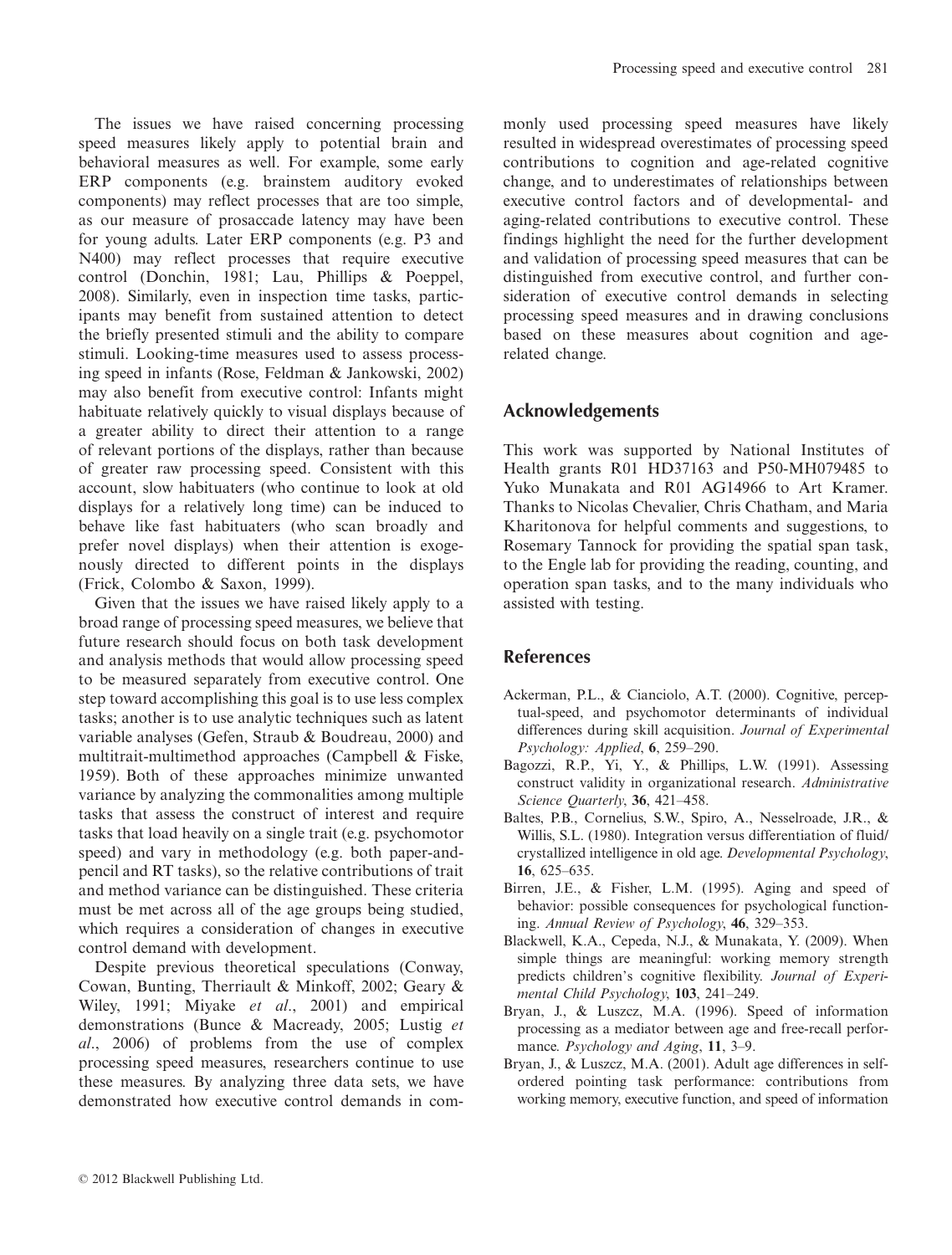The issues we have raised concerning processing speed measures likely apply to potential brain and behavioral measures as well. For example, some early ERP components (e.g. brainstem auditory evoked components) may reflect processes that are too simple, as our measure of prosaccade latency may have been for young adults. Later ERP components (e.g. P3 and N400) may reflect processes that require executive control (Donchin, 1981; Lau, Phillips & Poeppel, 2008). Similarly, even in inspection time tasks, participants may benefit from sustained attention to detect the briefly presented stimuli and the ability to compare stimuli. Looking-time measures used to assess processing speed in infants (Rose, Feldman & Jankowski, 2002) may also benefit from executive control: Infants might habituate relatively quickly to visual displays because of a greater ability to direct their attention to a range of relevant portions of the displays, rather than because of greater raw processing speed. Consistent with this account, slow habituaters (who continue to look at old displays for a relatively long time) can be induced to behave like fast habituaters (who scan broadly and prefer novel displays) when their attention is exogenously directed to different points in the displays (Frick, Colombo & Saxon, 1999).

Given that the issues we have raised likely apply to a broad range of processing speed measures, we believe that future research should focus on both task development and analysis methods that would allow processing speed to be measured separately from executive control. One step toward accomplishing this goal is to use less complex tasks; another is to use analytic techniques such as latent variable analyses (Gefen, Straub & Boudreau, 2000) and multitrait-multimethod approaches (Campbell & Fiske, 1959). Both of these approaches minimize unwanted variance by analyzing the commonalities among multiple tasks that assess the construct of interest and require tasks that load heavily on a single trait (e.g. psychomotor speed) and vary in methodology (e.g. both paper-and-pencil and RT tasks), so the relative contributions of trait and method variance can be distinguished. These criteria must be met across all of the age groups being studied, which requires a consideration of changes in executive control demand with development.

Despite previous theoretical speculations (Conway, Cowan, Bunting, Therriault & Minkoff, 2002; Geary & Wiley, 1991; Miyake *et al*., 2001) and empirical demonstrations (Bunce & Macready, 2005; Lustig *et al*., 2006) of problems from the use of complex processing speed measures, researchers continue to use these measures. By analyzing three data sets, we have demonstrated how executive control demands in commonly used processing speed measures have likely resulted in widespread overestimates of processing speed contributions to cognition and age-related cognitive change, and to underestimates of relationships between executive control factors and of developmental- and aging-related contributions to executive control. These findings highlight the need for the further development and validation of processing speed measures that can be distinguished from executive control, and further consideration of executive control demands in selecting processing speed measures and in drawing conclusions based on these measures about cognition and age-related change.

## Acknowledgements

This work was supported by National Institutes of Health grants R01 HD37163 and P50-MH079485 to Yuko Munakata and R01 AG14966 to Art Kramer. Thanks to Nicolas Chevalier, Chris Chatham, and Maria Kharitonova for helpful comments and suggestions, to Rosemary Tannock for providing the spatial span task, to the Engle lab for providing the reading, counting, and operation span tasks, and to the many individuals who assisted with testing.

## References

Ackerman, P.L., & Cianciolo, A.T. (2000). Cognitive, perceptual-speed, and psychomotor determinants of individual differences during skill acquisition. *Journal of Experimental Psychology: Applied*, **6**, 259–290.

Bagozzi, R.P., Yi, Y., & Phillips, L.W. (1991). Assessing construct validity in organizational research. *Administrative Science Quarterly*, **36**, 421–458.

Baltes, P.B., Cornelius, S.W., Spiro, A., Nesselroade, J.R., & Willis, S.L. (1980). Integration versus differentiation of fluid/crystallized intelligence in old age. *Developmental Psychology*, **16**, 625–635.

Birren, J.E., & Fisher, L.M. (1995). Aging and speed of behavior: possible consequences for psychological functioning. *Annual Review of Psychology*, **46**, 329–353.

Blackwell, K.A., Cepeda, N.J., & Munakata, Y. (2009). When simple things are meaningful: working memory strength predicts children's cognitive flexibility. *Journal of Experimental Child Psychology*, **103**, 241–249.

Bryan, J., & Luszcz, M.A. (1996). Speed of information processing as a mediator between age and free-recall performance. *Psychology and Aging*, **11**, 3–9.

Bryan, J., & Luszcz, M.A. (2001). Adult age differences in self-ordered pointing task performance: contributions from working memory, executive function, and speed of information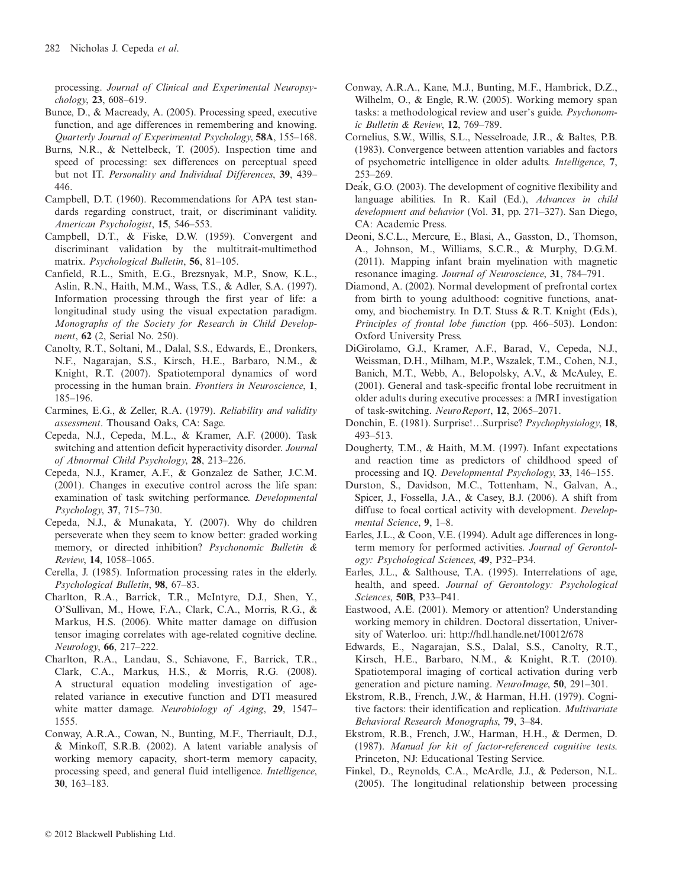processing. *Journal of Clinical and Experimental Neuropsychology*, **23**, 608–619.

Bunce, D., & Macready, A. (2005). Processing speed, executive function, and age differences in remembering and knowing. *Quarterly Journal of Experimental Psychology*, **58A**, 155–168.

Burns, N.R., & Nettelbeck, T. (2005). Inspection time and speed of processing: sex differences on perceptual speed but not IT. *Personality and Individual Differences*, **39**, 439–446.

Campbell, D.T. (1960). Recommendations for APA test standards regarding construct, trait, or discriminant validity. *American Psychologist*, **15**, 546–553.

Campbell, D.T., & Fiske, D.W. (1959). Convergent and discriminant validation by the multitrait-multimethod matrix. *Psychological Bulletin*, **56**, 81–105.

Canfield, R.L., Smith, E.G., Brezsnyak, M.P., Snow, K.L., Aslin, R.N., Haith, M.M., Wass, T.S., & Adler, S.A. (1997). Information processing through the first year of life: a longitudinal study using the visual expectation paradigm. *Monographs of the Society for Research in Child Development*, **62** (2, Serial No. 250).

Canolty, R.T., Soltani, M., Dalal, S.S., Edwards, E., Dronkers, N.F., Nagarajan, S.S., Kirsch, H.E., Barbaro, N.M., & Knight, R.T. (2007). Spatiotemporal dynamics of word processing in the human brain. *Frontiers in Neuroscience*, **1**, 185–196.

Carmines, E.G., & Zeller, R.A. (1979). *Reliability and validity assessment*. Thousand Oaks, CA: Sage.

Cepeda, N.J., Cepeda, M.L., & Kramer, A.F. (2000). Task switching and attention deficit hyperactivity disorder. *Journal of Abnormal Child Psychology*, **28**, 213–226.

Cepeda, N.J., Kramer, A.F., & Gonzalez de Sather, J.C.M. (2001). Changes in executive control across the life span: examination of task switching performance. *Developmental Psychology*, **37**, 715–730.

Cepeda, N.J., & Munakata, Y. (2007). Why do children perseverate when they seem to know better: graded working memory, or directed inhibition? *Psychonomic Bulletin & Review*, **14**, 1058–1065.

Cerella, J. (1985). Information processing rates in the elderly. *Psychological Bulletin*, **98**, 67–83.

Charlton, R.A., Barrick, T.R., McIntyre, D.J., Shen, Y., O'Sullivan, M., Howe, F.A., Clark, C.A., Morris, R.G., & Markus, H.S. (2006). White matter damage on diffusion tensor imaging correlates with age-related cognitive decline. *Neurology*, **66**, 217–222.

Charlton, R.A., Landau, S., Schiavone, F., Barrick, T.R., Clark, C.A., Markus, H.S., & Morris, R.G. (2008). A structural equation modeling investigation of age-related variance in executive function and DTI measured white matter damage. *Neurobiology of Aging*, **29**, 1547–1555.

Conway, A.R.A., Cowan, N., Bunting, M.F., Therriault, D.J., & Minkoff, S.R.B. (2002). A latent variable analysis of working memory capacity, short-term memory capacity, processing speed, and general fluid intelligence. *Intelligence*, **30**, 163–183.

Conway, A.R.A., Kane, M.J., Bunting, M.F., Hambrick, D.Z., Wilhelm, O., & Engle, R.W. (2005). Working memory span tasks: a methodological review and user's guide. *Psychonomic Bulletin & Review*, **12**, 769–789.

Cornelius, S.W., Willis, S.L., Nesselroade, J.R., & Baltes, P.B. (1983). Convergence between attention variables and factors of psychometric intelligence in older adults. *Intelligence*, **7**, 253–269.

Deák, G.O. (2003). The development of cognitive flexibility and language abilities. In R. Kail (Ed.), *Advances in child development and behavior* (Vol. **31**, pp. 271–327). San Diego, CA: Academic Press.

Deoni, S.C.L., Mercure, E., Blasi, A., Gasston, D., Thomson, A., Johnson, M., Williams, S.C.R., & Murphy, D.G.M. (2011). Mapping infant brain myelination with magnetic resonance imaging. *Journal of Neuroscience*, **31**, 784–791.

Diamond, A. (2002). Normal development of prefrontal cortex from birth to young adulthood: cognitive functions, anatomy, and biochemistry. In D.T. Stuss & R.T. Knight (Eds.), *Principles of frontal lobe function* (pp. 466–503). London: Oxford University Press.

DiGirolamo, G.J., Kramer, A.F., Barad, V., Cepeda, N.J., Weissman, D.H., Milham, M.P., Wszalek, T.M., Cohen, N.J., Banich, M.T., Webb, A., Belopolsky, A.V., & McAuley, E. (2001). General and task-specific frontal lobe recruitment in older adults during executive processes: a fMRI investigation of task-switching. *NeuroReport*, **12**, 2065–2071.

Donchin, E. (1981). Surprise!…Surprise? *Psychophysiology*, **18**, 493–513.

Dougherty, T.M., & Haith, M.M. (1997). Infant expectations and reaction time as predictors of childhood speed of processing and IQ. *Developmental Psychology*, **33**, 146–155.

Durston, S., Davidson, M.C., Tottenham, N., Galvan, A., Spicer, J., Fossella, J.A., & Casey, B.J. (2006). A shift from diffuse to focal cortical activity with development. *Developmental Science*, **9**, 1–8.

Earles, J.L., & Coon, V.E. (1994). Adult age differences in long-term memory for performed activities. *Journal of Gerontology: Psychological Sciences*, **49**, P32–P34.

Earles, J.L., & Salthouse, T.A. (1995). Interrelations of age, health, and speed. *Journal of Gerontology: Psychological Sciences*, **50B**, P33–P41.

Eastwood, A.E. (2001). Memory or attention? Understanding working memory in children. Doctoral dissertation, University of Waterloo. uri: http://hdl.handle.net/10012/678

Edwards, E., Nagarajan, S.S., Dalal, S.S., Canolty, R.T., Kirsch, H.E., Barbaro, N.M., & Knight, R.T. (2010). Spatiotemporal imaging of cortical activation during verb generation and picture naming. *NeuroImage*, **50**, 291–301.

Ekstrom, R.B., French, J.W., & Harman, H.H. (1979). Cognitive factors: their identification and replication. *Multivariate Behavioral Research Monographs*, **79**, 3–84.

Ekstrom, R.B., French, J.W., Harman, H.H., & Dermen, D. (1987). *Manual for kit of factor-referenced cognitive tests*. Princeton, NJ: Educational Testing Service.

Finkel, D., Reynolds, C.A., McArdle, J.J., & Pederson, N.L. (2005). The longitudinal relationship between processing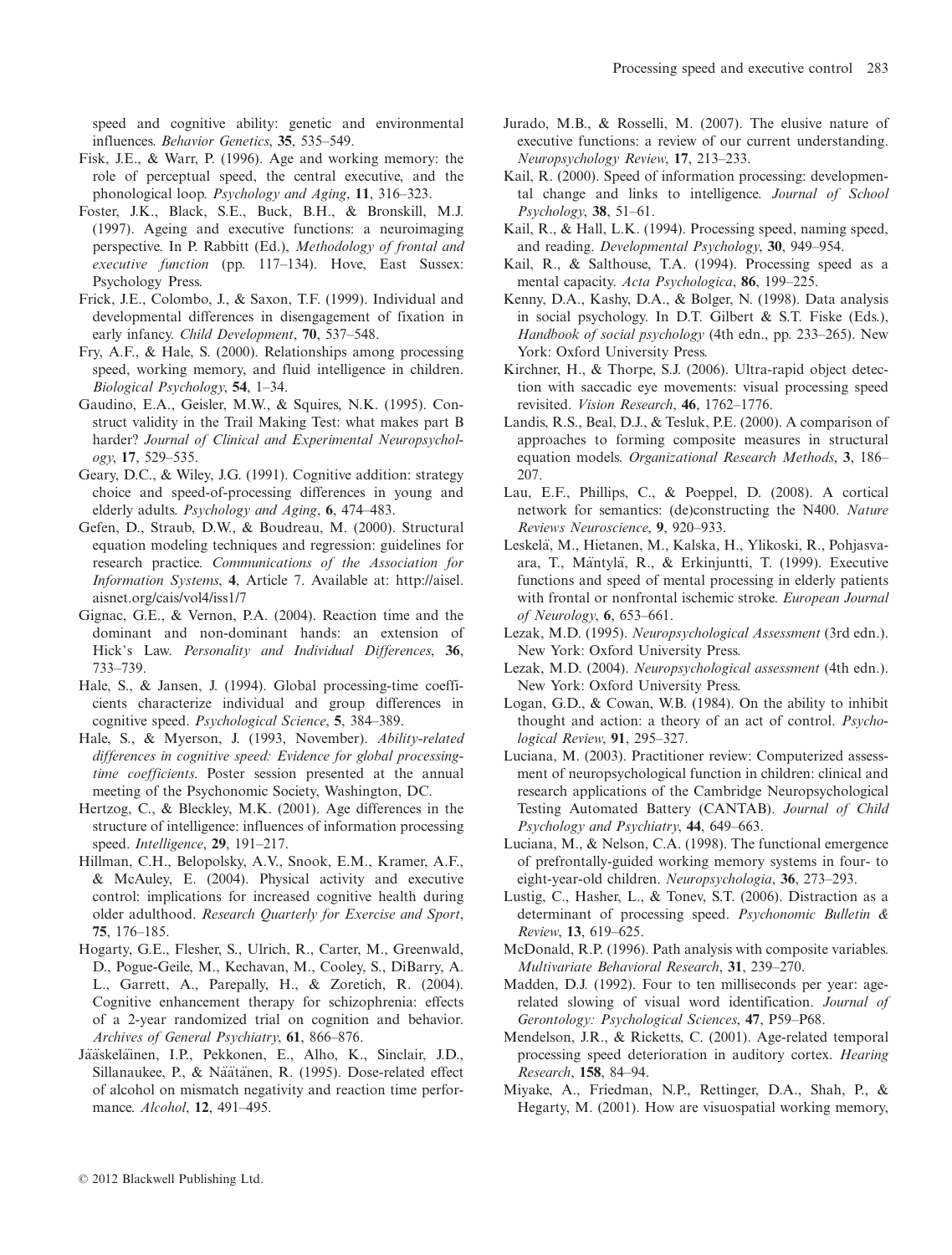speed and cognitive ability: genetic and environmental influences. *Behavior Genetics*, **35**, 535–549.

Fisk, J.E., & Warr, P. (1996). Age and working memory: the role of perceptual speed, the central executive, and the phonological loop. *Psychology and Aging*, **11**, 316–323.

Foster, J.K., Black, S.E., Buck, B.H., & Bronskill, M.J. (1997). Ageing and executive functions: a neuroimaging perspective. In P. Rabbitt (Ed.), *Methodology of frontal and executive function* (pp. 117–134). Hove, East Sussex: Psychology Press.

Frick, J.E., Colombo, J., & Saxon, T.F. (1999). Individual and developmental differences in disengagement of fixation in early infancy. *Child Development*, **70**, 537–548.

Fry, A.F., & Hale, S. (2000). Relationships among processing speed, working memory, and fluid intelligence in children. *Biological Psychology*, **54**, 1–34.

Gaudino, E.A., Geisler, M.W., & Squires, N.K. (1995). Construct validity in the Trail Making Test: what makes part B harder? *Journal of Clinical and Experimental Neuropsychology*, **17**, 529–535.

Geary, D.C., & Wiley, J.G. (1991). Cognitive addition: strategy choice and speed-of-processing differences in young and elderly adults. *Psychology and Aging*, **6**, 474–483.

Gefen, D., Straub, D.W., & Boudreau, M. (2000). Structural equation modeling techniques and regression: guidelines for research practice. *Communications of the Association for Information Systems*, **4**, Article 7. Available at: http://aisel.aisnet.org/cais/vol4/iss1/7

Gignac, G.E., & Vernon, P.A. (2004). Reaction time and the dominant and non-dominant hands: an extension of Hick's Law. *Personality and Individual Differences*, **36**, 733–739.

Hale, S., & Jansen, J. (1994). Global processing-time coefficients characterize individual and group differences in cognitive speed. *Psychological Science*, **5**, 384–389.

Hale, S., & Myerson, J. (1993, November). *Ability-related differences in cognitive speed: Evidence for global processing-time coefficients.* Poster session presented at the annual meeting of the Psychonomic Society, Washington, DC.

Hertzog, C., & Bleckley, M.K. (2001). Age differences in the structure of intelligence: influences of information processing speed. *Intelligence*, **29**, 191–217.

Hillman, C.H., Belopolsky, A.V., Snook, E.M., Kramer, A.F., & McAuley, E. (2004). Physical activity and executive control: implications for increased cognitive health during older adulthood. *Research Quarterly for Exercise and Sport*, **75**, 176–185.

Hogarty, G.E., Flesher, S., Ulrich, R., Carter, M., Greenwald, D., Pogue-Geile, M., Kechavan, M., Cooley, S., DiBarry, A. L., Garrett, A., Parepally, H., & Zoretich, R. (2004). Cognitive enhancement therapy for schizophrenia: effects of a 2-year randomized trial on cognition and behavior. *Archives of General Psychiatry*, **61**, 866–876.

Jääskeläinen, I.P., Pekkonen, E., Alho, K., Sinclair, J.D., Sillanaukee, P., & Näätänen, R. (1995). Dose-related effect of alcohol on mismatch negativity and reaction time performance. *Alcohol*, **12**, 491–495.

Jurado, M.B., & Rosselli, M. (2007). The elusive nature of executive functions: a review of our current understanding. *Neuropsychology Review*, **17**, 213–233.

Kail, R. (2000). Speed of information processing: developmental change and links to intelligence. *Journal of School Psychology*, **38**, 51–61.

Kail, R., & Hall, L.K. (1994). Processing speed, naming speed, and reading. *Developmental Psychology*, **30**, 949–954.

Kail, R., & Salthouse, T.A. (1994). Processing speed as a mental capacity. *Acta Psychologica*, **86**, 199–225.

Kenny, D.A., Kashy, D.A., & Bolger, N. (1998). Data analysis in social psychology. In D.T. Gilbert & S.T. Fiske (Eds.), *Handbook of social psychology* (4th edn., pp. 233–265). New York: Oxford University Press.

Kirchner, H., & Thorpe, S.J. (2006). Ultra-rapid object detection with saccadic eye movements: visual processing speed revisited. *Vision Research*, **46**, 1762–1776.

Landis, R.S., Beal, D.J., & Tesluk, P.E. (2000). A comparison of approaches to forming composite measures in structural equation models. *Organizational Research Methods*, **3**, 186–207.

Lau, E.F., Phillips, C., & Poeppel, D. (2008). A cortical network for semantics: (de)constructing the N400. *Nature Reviews Neuroscience*, **9**, 920–933.

Leskelä, M., Hietanen, M., Kalska, H., Ylikoski, R., Pohjasvaara, T., Mäntylä, R., & Erkinjuntti, T. (1999). Executive functions and speed of mental processing in elderly patients with frontal or nonfrontal ischemic stroke. *European Journal of Neurology*, **6**, 653–661.

Lezak, M.D. (1995). *Neuropsychological Assessment* (3rd edn.). New York: Oxford University Press.

Lezak, M.D. (2004). *Neuropsychological assessment* (4th edn.). New York: Oxford University Press.

Logan, G.D., & Cowan, W.B. (1984). On the ability to inhibit thought and action: a theory of an act of control. *Psychological Review*, **91**, 295–327.

Luciana, M. (2003). Practitioner review: Computerized assessment of neuropsychological function in children: clinical and research applications of the Cambridge Neuropsychological Testing Automated Battery (CANTAB). *Journal of Child Psychology and Psychiatry*, **44**, 649–663.

Luciana, M., & Nelson, C.A. (1998). The functional emergence of prefrontally-guided working memory systems in four- to eight-year-old children. *Neuropsychologia*, **36**, 273–293.

Lustig, C., Hasher, L., & Tonev, S.T. (2006). Distraction as a determinant of processing speed. *Psychonomic Bulletin & Review*, **13**, 619–625.

McDonald, R.P. (1996). Path analysis with composite variables. *Multivariate Behavioral Research*, **31**, 239–270.

Madden, D.J. (1992). Four to ten milliseconds per year: age-related slowing of visual word identification. *Journal of Gerontology: Psychological Sciences*, **47**, P59–P68.

Mendelson, J.R., & Ricketts, C. (2001). Age-related temporal processing speed deterioration in auditory cortex. *Hearing Research*, **158**, 84–94.

Miyake, A., Friedman, N.P., Rettinger, D.A., Shah, P., & Hegarty, M. (2001). How are visuospatial working memory,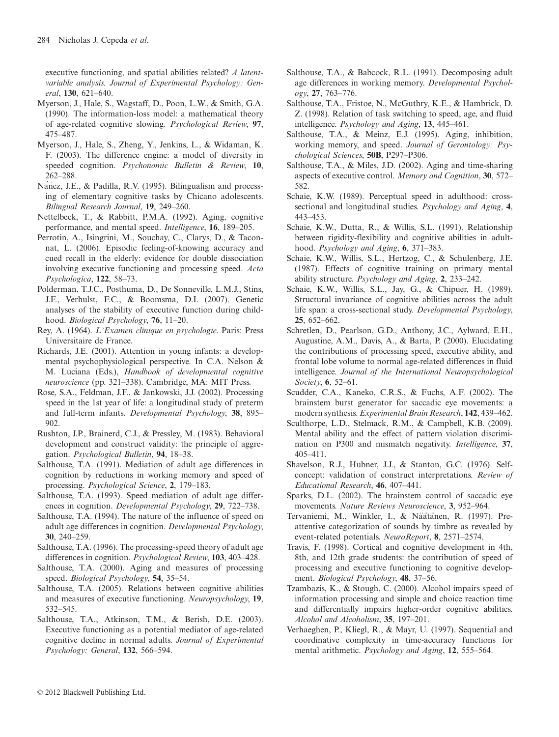executive functioning, and spatial abilities related? *A latent-variable analysis. Journal of Experimental Psychology: General*, **130**, 621–640.

Myerson, J., Hale, S., Wagstaff, D., Poon, L.W., & Smith, G.A. (1990). The information-loss model: a mathematical theory of age-related cognitive slowing. *Psychological Review*, **97**, 475–487.

Myerson, J., Hale, S., Zheng, Y., Jenkins, L., & Widaman, K. F. (2003). The difference engine: a model of diversity in speeded cognition. *Psychonomic Bulletin & Review*, **10**, 262–288.

Náñez, J.E., & Padilla, R.V. (1995). Bilingualism and processing of elementary cognitive tasks by Chicano adolescents. *Bilingual Research Journal*, **19**, 249–260.

Nettelbeck, T., & Rabbitt, P.M.A. (1992). Aging, cognitive performance, and mental speed. *Intelligence*, **16**, 189–205.

Perrotin, A., Isingrini, M., Souchay, C., Clarys, D., & Taconnat, L. (2006). Episodic feeling-of-knowing accuracy and cued recall in the elderly: evidence for double dissociation involving executive functioning and processing speed. *Acta Psychologica*, **122**, 58–73.

Polderman, T.J.C., Posthuma, D., De Sonneville, L.M.J., Stins, J.F., Verhulst, F.C., & Boomsma, D.I. (2007). Genetic analyses of the stability of executive function during childhood. *Biological Psychology*, **76**, 11–20.

Rey, A. (1964). *L'Examen clinique en psychologie*. Paris: Press Universitaire de France.

Richards, J.E. (2001). Attention in young infants: a developmental psychophysiological perspective. In C.A. Nelson & M. Luciana (Eds.), *Handbook of developmental cognitive neuroscience* (pp. 321–338). Cambridge, MA: MIT Press.

Rose, S.A., Feldman, J.F., & Jankowski, J.J. (2002). Processing speed in the 1st year of life: a longitudinal study of preterm and full-term infants. *Developmental Psychology*, **38**, 895–902.

Rushton, J.P., Brainerd, C.J., & Pressley, M. (1983). Behavioral development and construct validity: the principle of aggregation. *Psychological Bulletin*, **94**, 18–38.

Salthouse, T.A. (1991). Mediation of adult age differences in cognition by reductions in working memory and speed of processing. *Psychological Science*, **2**, 179–183.

Salthouse, T.A. (1993). Speed mediation of adult age differences in cognition. *Developmental Psychology*, **29**, 722–738.

Salthouse, T.A. (1994). The nature of the influence of speed on adult age differences in cognition. *Developmental Psychology*, **30**, 240–259.

Salthouse, T.A. (1996). The processing-speed theory of adult age differences in cognition. *Psychological Review*, **103**, 403–428.

Salthouse, T.A. (2000). Aging and measures of processing speed. *Biological Psychology*, **54**, 35–54.

Salthouse, T.A. (2005). Relations between cognitive abilities and measures of executive functioning. *Neuropsychology*, **19**, 532–545.

Salthouse, T.A., Atkinson, T.M., & Berish, D.E. (2003). Executive functioning as a potential mediator of age-related cognitive decline in normal adults. *Journal of Experimental Psychology: General*, **132**, 566–594.

Salthouse, T.A., & Babcock, R.L. (1991). Decomposing adult age differences in working memory. *Developmental Psychology*, **27**, 763–776.

Salthouse, T.A., Fristoe, N., McGuthry, K.E., & Hambrick, D. Z. (1998). Relation of task switching to speed, age, and fluid intelligence. *Psychology and Aging*, **13**, 445–461.

Salthouse, T.A., & Meinz, E.J. (1995). Aging, inhibition, working memory, and speed. *Journal of Gerontology: Psychological Sciences*, **50B**, P297–P306.

Salthouse, T.A., & Miles, J.D. (2002). Aging and time-sharing aspects of executive control. *Memory and Cognition*, **30**, 572–582.

Schaie, K.W. (1989). Perceptual speed in adulthood: cross-sectional and longitudinal studies. *Psychology and Aging*, **4**, 443–453.

Schaie, K.W., Dutta, R., & Willis, S.L. (1991). Relationship between rigidity-flexibility and cognitive abilities in adulthood. *Psychology and Aging*, **6**, 371–383.

Schaie, K.W., Willis, S.L., Hertzog, C., & Schulenberg, J.E. (1987). Effects of cognitive training on primary mental ability structure. *Psychology and Aging*, **2**, 233–242.

Schaie, K.W., Willis, S.L., Jay, G., & Chipuer, H. (1989). Structural invariance of cognitive abilities across the adult life span: a cross-sectional study. *Developmental Psychology*, **25**, 652–662.

Schretlen, D., Pearlson, G.D., Anthony, J.C., Aylward, E.H., Augustine, A.M., Davis, A., & Barta, P. (2000). Elucidating the contributions of processing speed, executive ability, and frontal lobe volume to normal age-related differences in fluid intelligence. *Journal of the International Neuropsychological Society*, **6**, 52–61.

Scudder, C.A., Kaneko, C.R.S., & Fuchs, A.F. (2002). The brainstem burst generator for saccadic eye movements: a modern synthesis. *Experimental Brain Research*, **142**, 439–462.

Sculthorpe, L.D., Stelmack, R.M., & Campbell, K.B. (2009). Mental ability and the effect of pattern violation discrimination on P300 and mismatch negativity. *Intelligence*, **37**, 405–411.

Shavelson, R.J., Hubner, J.J., & Stanton, G.C. (1976). Self-concept: validation of construct interpretations. *Review of Educational Research*, **46**, 407–441.

Sparks, D.L. (2002). The brainstem control of saccadic eye movements. *Nature Reviews Neuroscience*, **3**, 952–964.

Tervaniemi, M., Winkler, I., & Näätänen, R. (1997). Pre-attentive categorization of sounds by timbre as revealed by event-related potentials. *NeuroReport*, **8**, 2571–2574.

Travis, F. (1998). Cortical and cognitive development in 4th, 8th, and 12th grade students: the contribution of speed of processing and executive functioning to cognitive development. *Biological Psychology*, **48**, 37–56.

Tzambazis, K., & Stough, C. (2000). Alcohol impairs speed of information processing and simple and choice reaction time and differentially impairs higher-order cognitive abilities. *Alcohol and Alcoholism*, **35**, 197–201.

Verhaeghen, P., Kliegl, R., & Mayr, U. (1997). Sequential and coordinative complexity in time-accuracy functions for mental arithmetic. *Psychology and Aging*, **12**, 555–564.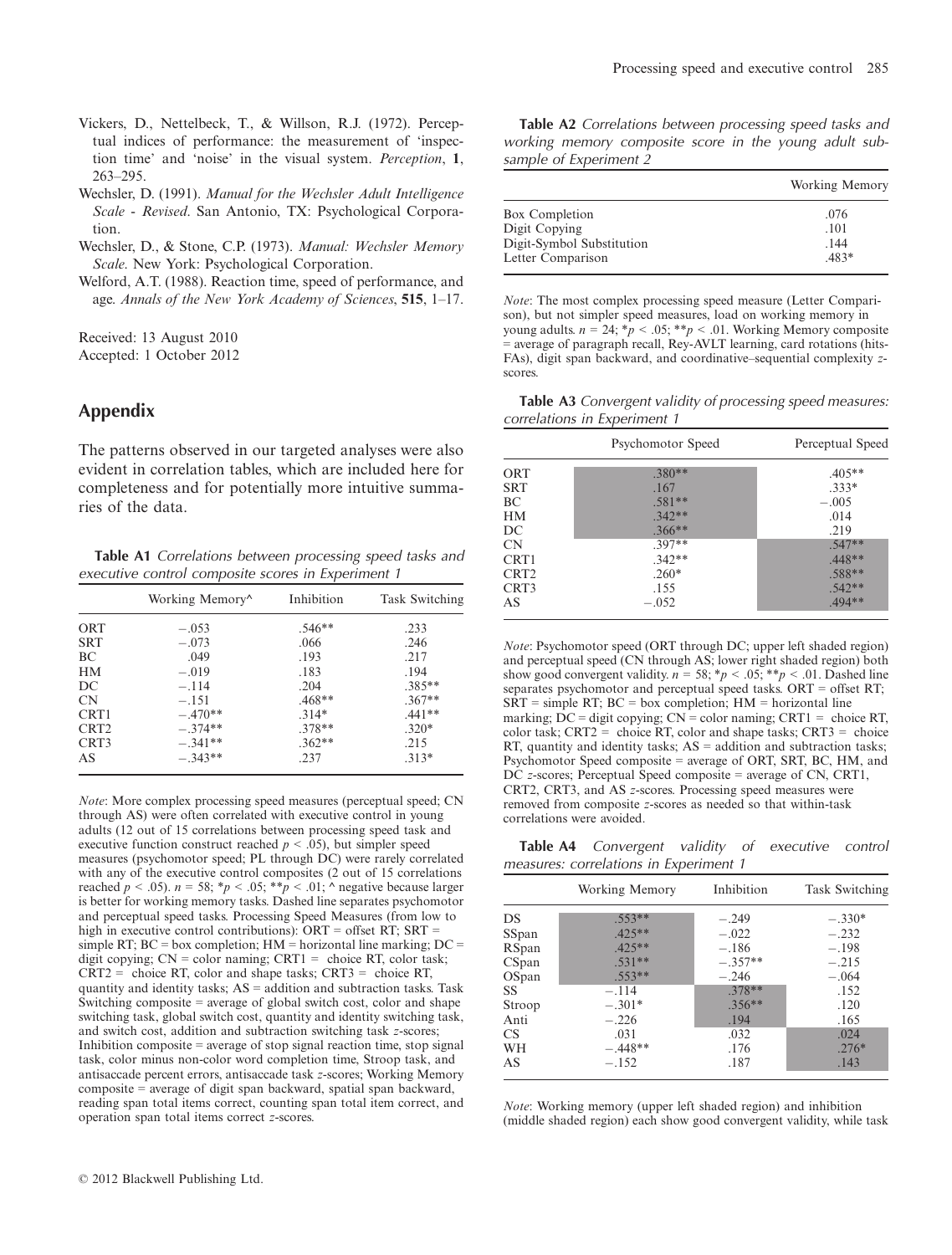Vickers, D., Nettelbeck, T., & Willson, R.J. (1972). Perceptual indices of performance: the measurement of 'inspection time' and 'noise' in the visual system. *Perception*, **1**, 263–295.

Wechsler, D. (1991). *Manual for the Wechsler Adult Intelligence Scale - Revised*. San Antonio, TX: Psychological Corporation.

Wechsler, D., & Stone, C.P. (1973). *Manual: Wechsler Memory Scale*. New York: Psychological Corporation.

Welford, A.T. (1988). Reaction time, speed of performance, and age. *Annals of the New York Academy of Sciences*, **515**, 1–17.

Received: 13 August 2010
Accepted: 1 October 2012

## Appendix

The patterns observed in our targeted analyses were also evident in correlation tables, which are included here for completeness and for potentially more intuitive summaries of the data.

**Table A1** *Correlations between processing speed tasks and executive control composite scores in Experiment 1*

| | Working Memory^ | Inhibition | Task Switching |
|---|---|---|---|
| ORT | −.053 | .546** | .233 |
| SRT | −.073 | .066 | .246 |
| BC | .049 | .193 | .217 |
| HM | −.019 | .183 | .194 |
| DC | −.114 | .204 | .385** |
| CN | −.151 | .468** | .367** |
| CRT1 | −.470** | .314* | .441** |
| CRT2 | −.374** | .378** | .320* |
| CRT3 | −.341** | .362** | .215 |
| AS | −.343** | .237 | .313* |

*Note*: More complex processing speed measures (perceptual speed; CN through AS) were often correlated with executive control in young adults (12 out of 15 correlations between processing speed task and executive function construct reached $p < .05$), but simpler speed measures (psychomotor speed; PL through DC) were rarely correlated with any of the executive control composites (2 out of 15 correlations reached $p < .05$). $n = 58$; *$p < .05$; **$p < .01$; ^ negative because larger is better for working memory tasks. Dashed line separates psychomotor and perceptual speed tasks. Processing Speed Measures (from low to high in executive control contributions): ORT = offset RT; SRT = simple RT; BC = box completion; HM = horizontal line marking; DC = digit copying; CN = color naming; CRT1 = choice RT, color task; CRT2 = choice RT, color and shape tasks; CRT3 = choice RT, quantity and identity tasks; AS = addition and subtraction tasks. Task Switching composite = average of global switch cost, color and shape switching task, global switch cost, quantity and identity switching task, and switch cost, addition and subtraction switching task z-scores; Inhibition composite = average of stop signal reaction time, stop signal task, color minus non-color word completion time, Stroop task, and antisaccade percent errors, antisaccade task z-scores; Working Memory composite = average of digit span backward, spatial span backward, reading span total items correct, counting span total item correct, and operation span total items correct z-scores.

**Table A2** *Correlations between processing speed tasks and working memory composite score in the young adult subsample of Experiment 2*

| | Working Memory |
|---|---|
| Box Completion | .076 |
| Digit Copying | .101 |
| Digit-Symbol Substitution | .144 |
| Letter Comparison | .483* |

*Note*: The most complex processing speed measure (Letter Comparison), but not simpler speed measures, load on working memory in young adults. $n = 24$; *$p < .05$; **$p < .01$. Working Memory composite = average of paragraph recall, Rey-AVLT learning, card rotations (hits-FAs), digit span backward, and coordinative–sequential complexity z-scores.

**Table A3** *Convergent validity of processing speed measures: correlations in Experiment 1*

| | Psychomotor Speed | Perceptual Speed |
|---|---|---|
| ORT | .380** | .405** |
| SRT | .167 | .333* |
| BC | .581** | −.005 |
| HM | .342** | .014 |
| DC | .366** | .219 |
| CN | .397** | .547** |
| CRT1 | .342** | .448** |
| CRT2 | .260* | .588** |
| CRT3 | .155 | .542** |
| AS | −.052 | .494** |

*Note*: Psychomotor speed (ORT through DC; upper left shaded region) and perceptual speed (CN through AS; lower right shaded region) both show good convergent validity. $n = 58$; *$p < .05$; **$p < .01$. Dashed line separates psychomotor and perceptual speed tasks. ORT = offset RT; SRT = simple RT; BC = box completion; HM = horizontal line marking; DC = digit copying; CN = color naming; CRT1 = choice RT, color task; CRT2 = choice RT, color and shape tasks; CRT3 = choice RT, quantity and identity tasks; AS = addition and subtraction tasks; Psychomotor Speed composite = average of ORT, SRT, BC, HM, and DC z-scores; Perceptual Speed composite = average of CN, CRT1, CRT2, CRT3, and AS z-scores. Processing speed measures were removed from composite z-scores as needed so that within-task correlations were avoided.

**Table A4** *Convergent validity of executive control measures: correlations in Experiment 1*

| | Working Memory | Inhibition | Task Switching |
|---|---|---|---|
| DS | .553** | −.249 | −.330* |
| SSpan | .425** | −.022 | −.232 |
| RSpan | .425** | −.186 | −.198 |
| CSpan | .531** | −.357** | −.215 |
| OSpan | .553** | −.246 | −.064 |
| SS | −.114 | .378** | .152 |
| Stroop | −.301* | .356** | .120 |
| Anti | −.226 | .194 | .165 |
| CS | .031 | .032 | .024 |
| WH | −.448** | .176 | .276* |
| AS | −.152 | .187 | .143 |

*Note*: Working memory (upper left shaded region) and inhibition (middle shaded region) each show good convergent validity, while task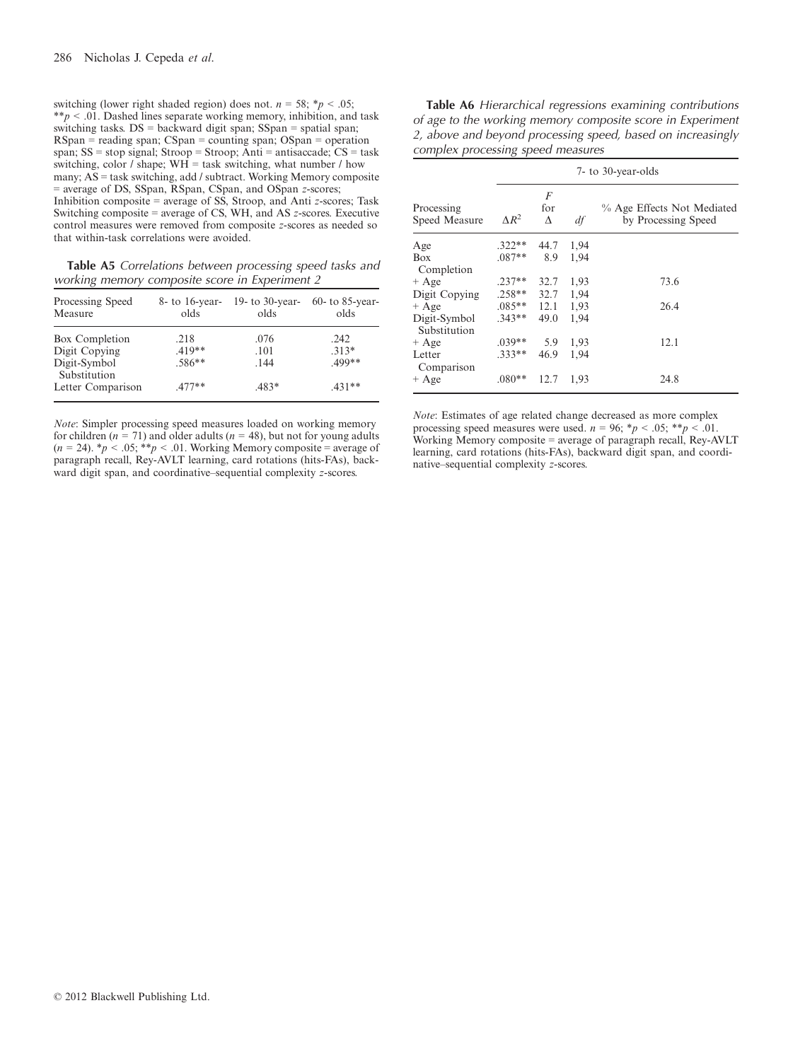switching (lower right shaded region) does not. $n = 58$; $*p < .05$; $**p < .01$. Dashed lines separate working memory, inhibition, and task switching tasks. DS = backward digit span; SSpan = spatial span; RSpan = reading span; CSpan = counting span; OSpan = operation span; SS = stop signal; Stroop = Stroop; Anti = antisaccade; CS = task switching, color / shape; WH = task switching, what number / how many; AS = task switching, add / subtract. Working Memory composite = average of DS, SSpan, RSpan, CSpan, and OSpan z-scores; Inhibition composite = average of SS, Stroop, and Anti z-scores; Task Switching composite = average of CS, WH, and AS z-scores. Executive control measures were removed from composite z-scores as needed so that within-task correlations were avoided.

**Table A5** *Correlations between processing speed tasks and working memory composite score in Experiment 2*

| Processing Speed Measure | 8- to 16-year-olds | 19- to 30-year-olds | 60- to 85-year-olds |
|---|---|---|---|
| Box Completion | .218 | .076 | .242 |
| Digit Copying | .419** | .101 | .313* |
| Digit-Symbol Substitution | .586** | .144 | .499** |
| Letter Comparison | .477** | .483* | .431** |

*Note*: Simpler processing speed measures loaded on working memory for children ($n = 71$) and older adults ($n = 48$), but not for young adults ($n = 24$). $*p < .05$; $**p < .01$. Working Memory composite = average of paragraph recall, Rey-AVLT learning, card rotations (hits-FAs), backward digit span, and coordinative–sequential complexity z-scores.

**Table A6** *Hierarchical regressions examining contributions of age to the working memory composite score in Experiment 2, above and beyond processing speed, based on increasingly complex processing speed measures*

| | 7- to 30-year-olds | | | |
|---|---|---|---|---|
| Processing Speed Measure | $\Delta R^2$ | $F$ for $\Delta$ | $df$ | % Age Effects Not Mediated by Processing Speed |
| Age | .322** | 44.7 | 1,94 | |
| Box Completion | .087** | 8.9 | 1,94 | |
| + Age | .237** | 32.7 | 1,93 | 73.6 |
| Digit Copying | .258** | 32.7 | 1,94 | |
| + Age | .085** | 12.1 | 1,93 | 26.4 |
| Digit-Symbol Substitution | .343** | 49.0 | 1,94 | |
| + Age | .039** | 5.9 | 1,93 | 12.1 |
| Letter Comparison | .333** | 46.9 | 1,94 | |
| + Age | .080** | 12.7 | 1,93 | 24.8 |

*Note*: Estimates of age related change decreased as more complex processing speed measures were used. $n = 96$; $*p < .05$; $**p < .01$. Working Memory composite = average of paragraph recall, Rey-AVLT learning, card rotations (hits-FAs), backward digit span, and coordinative–sequential complexity z-scores.